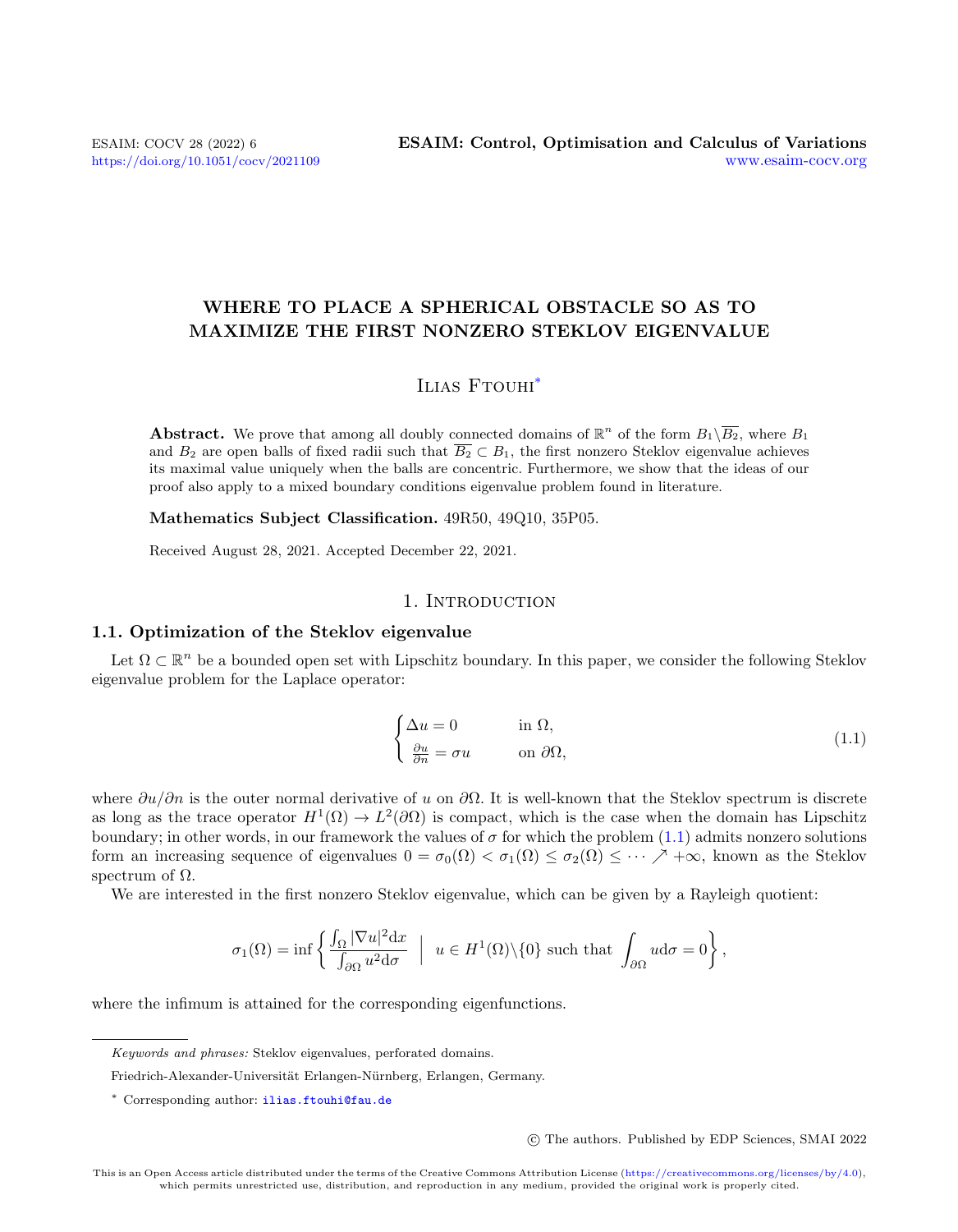# WHERE TO PLACE A SPHERICAL OBSTACLE SO AS TO MAXIMIZE THE FIRST NONZERO STEKLOV EIGENVALUE

Ilias Ftouhi*

**Abstract.** We prove that among all doubly connected domains of $\mathbb{R}^n$ of the form $B_1\backslash\overline{B_2}$, where $B_1$ and $B_2$ are open balls of fixed radii such that $\overline{B_2}\subset B_1$, the first nonzero Steklov eigenvalue achieves its maximal value uniquely when the balls are concentric. Furthermore, we show that the ideas of our proof also apply to a mixed boundary conditions eigenvalue problem found in literature.

**Mathematics Subject Classification.** 49R50, 49Q10, 35P05.

Received August 28, 2021. Accepted December 22, 2021.

## 1. Introduction

### 1.1. Optimization of the Steklov eigenvalue

Let $\Omega\subset\mathbb{R}^n$ be a bounded open set with Lipschitz boundary. In this paper, we consider the following Steklov eigenvalue problem for the Laplace operator:

$$
\begin{cases}
\Delta u = 0 & \text{in } \Omega,\\
\frac{\partial u}{\partial n} = \sigma u & \text{on } \partial\Omega,
\end{cases}
\tag{1.1}
$$

where $\partial u/\partial n$ is the outer normal derivative of $u$ on $\partial\Omega$. It is well-known that the Steklov spectrum is discrete as long as the trace operator $H^1(\Omega)\to L^2(\partial\Omega)$ is compact, which is the case when the domain has Lipschitz boundary; in other words, in our framework the values of $\sigma$ for which the problem (1.1) admits nonzero solutions form an increasing sequence of eigenvalues $0=\sigma_0(\Omega)<\sigma_1(\Omega)\leq\sigma_2(\Omega)\leq\cdots\nearrow+\infty$, known as the Steklov spectrum of $\Omega$.

We are interested in the first nonzero Steklov eigenvalue, which can be given by a Rayleigh quotient:

$$
\sigma_1(\Omega)=\inf\left\{\frac{\int_\Omega|\nabla u|^2\mathrm{d}x}{\int_{\partial\Omega}u^2\mathrm{d}\sigma}\;\middle|\; u\in H^1(\Omega)\backslash\{0\}\text{ such that }\int_{\partial\Omega}u\mathrm{d}\sigma=0\right\},
$$

where the infimum is attained for the corresponding eigenfunctions.

---

*Keywords and phrases:* Steklov eigenvalues, perforated domains.

Friedrich-Alexander-Universität Erlangen-Nürnberg, Erlangen, Germany.

\* Corresponding author: ilias.ftouhi@fau.de

© The authors. Published by EDP Sciences, SMAI 2022

This is an Open Access article distributed under the terms of the Creative Commons Attribution License (https://creativecommons.org/licenses/by/4.0), which permits unrestricted use, distribution, and reproduction in any medium, provided the original work is properly cited.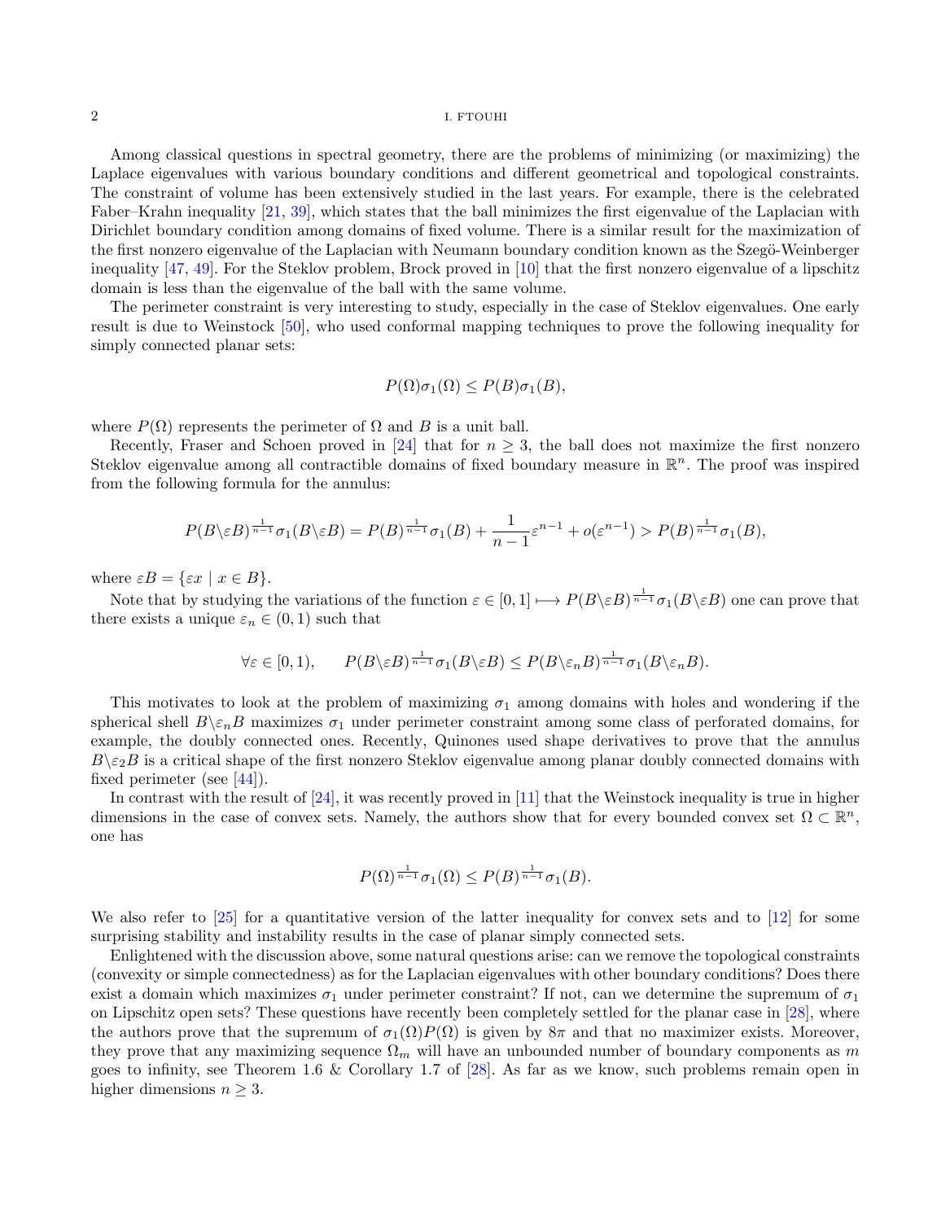Among classical questions in spectral geometry, there are the problems of minimizing (or maximizing) the Laplace eigenvalues with various boundary conditions and different geometrical and topological constraints. The constraint of volume has been extensively studied in the last years. For example, there is the celebrated Faber–Krahn inequality [21, 39], which states that the ball minimizes the first eigenvalue of the Laplacian with Dirichlet boundary condition among domains of fixed volume. There is a similar result for the maximization of the first nonzero eigenvalue of the Laplacian with Neumann boundary condition known as the Szegö-Weinberger inequality [47, 49]. For the Steklov problem, Brock proved in [10] that the first nonzero eigenvalue of a lipschitz domain is less than the eigenvalue of the ball with the same volume.

The perimeter constraint is very interesting to study, especially in the case of Steklov eigenvalues. One early result is due to Weinstock [50], who used conformal mapping techniques to prove the following inequality for simply connected planar sets:

$$P(\Omega)\sigma_1(\Omega) \leq P(B)\sigma_1(B),$$

where $P(\Omega)$ represents the perimeter of $\Omega$ and $B$ is a unit ball.

Recently, Fraser and Schoen proved in [24] that for $n \geq 3$, the ball does not maximize the first nonzero Steklov eigenvalue among all contractible domains of fixed boundary measure in $\mathbb{R}^n$. The proof was inspired from the following formula for the annulus:

$$P(B\backslash\varepsilon B)^{\frac{1}{n-1}}\sigma_1(B\backslash\varepsilon B) = P(B)^{\frac{1}{n-1}}\sigma_1(B) + \frac{1}{n-1}\varepsilon^{n-1} + o(\varepsilon^{n-1}) > P(B)^{\frac{1}{n-1}}\sigma_1(B),$$

where $\varepsilon B = \{\varepsilon x \mid x \in B\}$.

Note that by studying the variations of the function $\varepsilon \in [0,1] \longmapsto P(B\backslash\varepsilon B)^{\frac{1}{n-1}}\sigma_1(B\backslash\varepsilon B)$ one can prove that there exists a unique $\varepsilon_n \in (0,1)$ such that

$$\forall \varepsilon \in [0,1), \qquad P(B\backslash\varepsilon B)^{\frac{1}{n-1}}\sigma_1(B\backslash\varepsilon B) \leq P(B\backslash\varepsilon_n B)^{\frac{1}{n-1}}\sigma_1(B\backslash\varepsilon_n B).$$

This motivates to look at the problem of maximizing $\sigma_1$ among domains with holes and wondering if the spherical shell $B\backslash\varepsilon_n B$ maximizes $\sigma_1$ under perimeter constraint among some class of perforated domains, for example, the doubly connected ones. Recently, Quinones used shape derivatives to prove that the annulus $B\backslash\varepsilon_2 B$ is a critical shape of the first nonzero Steklov eigenvalue among planar doubly connected domains with fixed perimeter (see [44]).

In contrast with the result of [24], it was recently proved in [11] that the Weinstock inequality is true in higher dimensions in the case of convex sets. Namely, the authors show that for every bounded convex set $\Omega \subset \mathbb{R}^n$, one has

$$P(\Omega)^{\frac{1}{n-1}}\sigma_1(\Omega) \leq P(B)^{\frac{1}{n-1}}\sigma_1(B).$$

We also refer to [25] for a quantitative version of the latter inequality for convex sets and to [12] for some surprising stability and instability results in the case of planar simply connected sets.

Enlightened with the discussion above, some natural questions arise: can we remove the topological constraints (convexity or simple connectedness) as for the Laplacian eigenvalues with other boundary conditions? Does there exist a domain which maximizes $\sigma_1$ under perimeter constraint? If not, can we determine the supremum of $\sigma_1$ on Lipschitz open sets? These questions have recently been completely settled for the planar case in [28], where the authors prove that the supremum of $\sigma_1(\Omega)P(\Omega)$ is given by $8\pi$ and that no maximizer exists. Moreover, they prove that any maximizing sequence $\Omega_m$ will have an unbounded number of boundary components as $m$ goes to infinity, see Theorem 1.6 & Corollary 1.7 of [28]. As far as we know, such problems remain open in higher dimensions $n \geq 3$.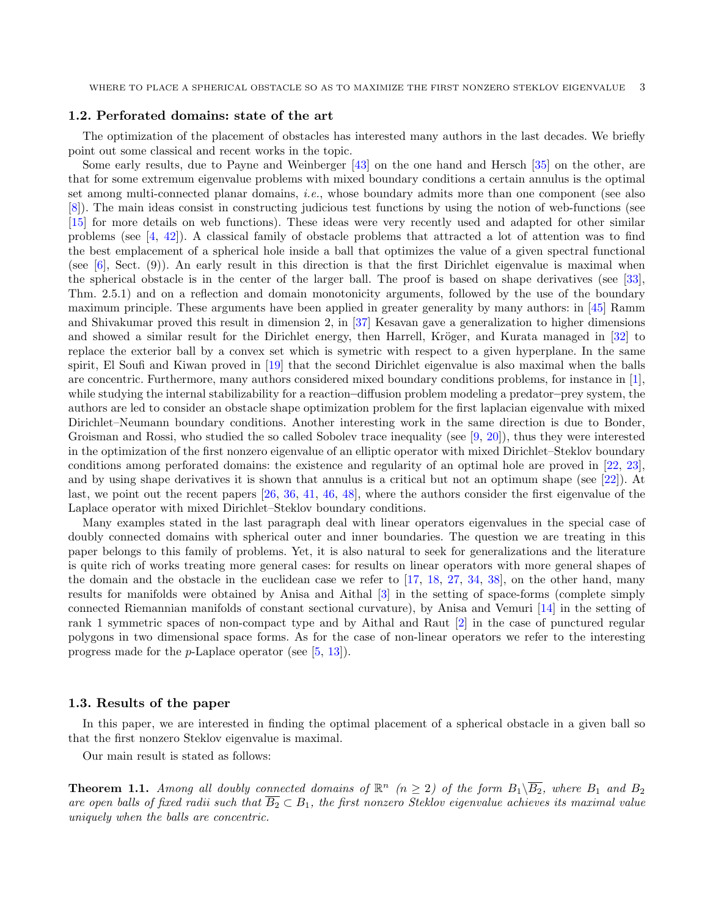### 1.2. Perforated domains: state of the art

The optimization of the placement of obstacles has interested many authors in the last decades. We briefly point out some classical and recent works in the topic.

Some early results, due to Payne and Weinberger [43] on the one hand and Hersch [35] on the other, are that for some extremum eigenvalue problems with mixed boundary conditions a certain annulus is the optimal set among multi-connected planar domains, *i.e.*, whose boundary admits more than one component (see also [8]). The main ideas consist in constructing judicious test functions by using the notion of web-functions (see [15] for more details on web functions). These ideas were very recently used and adapted for other similar problems (see [4, 42]). A classical family of obstacle problems that attracted a lot of attention was to find the best emplacement of a spherical hole inside a ball that optimizes the value of a given spectral functional (see [6], Sect. (9)). An early result in this direction is that the first Dirichlet eigenvalue is maximal when the spherical obstacle is in the center of the larger ball. The proof is based on shape derivatives (see [33], Thm. 2.5.1) and on a reflection and domain monotonicity arguments, followed by the use of the boundary maximum principle. These arguments have been applied in greater generality by many authors: in [45] Ramm and Shivakumar proved this result in dimension 2, in [37] Kesavan gave a generalization to higher dimensions and showed a similar result for the Dirichlet energy, then Harrell, Kröger, and Kurata managed in [32] to replace the exterior ball by a convex set which is symetric with respect to a given hyperplane. In the same spirit, El Soufi and Kiwan proved in [19] that the second Dirichlet eigenvalue is also maximal when the balls are concentric. Furthermore, many authors considered mixed boundary conditions problems, for instance in [1], while studying the internal stabilizability for a reaction–diffusion problem modeling a predator–prey system, the authors are led to consider an obstacle shape optimization problem for the first laplacian eigenvalue with mixed Dirichlet–Neumann boundary conditions. Another interesting work in the same direction is due to Bonder, Groisman and Rossi, who studied the so called Sobolev trace inequality (see [9, 20]), thus they were interested in the optimization of the first nonzero eigenvalue of an elliptic operator with mixed Dirichlet–Steklov boundary conditions among perforated domains: the existence and regularity of an optimal hole are proved in [22, 23], and by using shape derivatives it is shown that annulus is a critical but not an optimum shape (see [22]). At last, we point out the recent papers [26, 36, 41, 46, 48], where the authors consider the first eigenvalue of the Laplace operator with mixed Dirichlet–Steklov boundary conditions.

Many examples stated in the last paragraph deal with linear operators eigenvalues in the special case of doubly connected domains with spherical outer and inner boundaries. The question we are treating in this paper belongs to this family of problems. Yet, it is also natural to seek for generalizations and the literature is quite rich of works treating more general cases: for results on linear operators with more general shapes of the domain and the obstacle in the euclidean case we refer to [17, 18, 27, 34, 38], on the other hand, many results for manifolds were obtained by Anisa and Aithal [3] in the setting of space-forms (complete simply connected Riemannian manifolds of constant sectional curvature), by Anisa and Vemuri [14] in the setting of rank 1 symmetric spaces of non-compact type and by Aithal and Raut [2] in the case of punctured regular polygons in two dimensional space forms. As for the case of non-linear operators we refer to the interesting progress made for the $p$-Laplace operator (see [5, 13]).

### 1.3. Results of the paper

In this paper, we are interested in finding the optimal placement of a spherical obstacle in a given ball so that the first nonzero Steklov eigenvalue is maximal.

Our main result is stated as follows:

**Theorem 1.1.** *Among all doubly connected domains of $\mathbb{R}^n$ ($n \geq 2$) of the form $B_1 \backslash \overline{B_2}$, where $B_1$ and $B_2$ are open balls of fixed radii such that $\overline{B_2} \subset B_1$, the first nonzero Steklov eigenvalue achieves its maximal value uniquely when the balls are concentric.*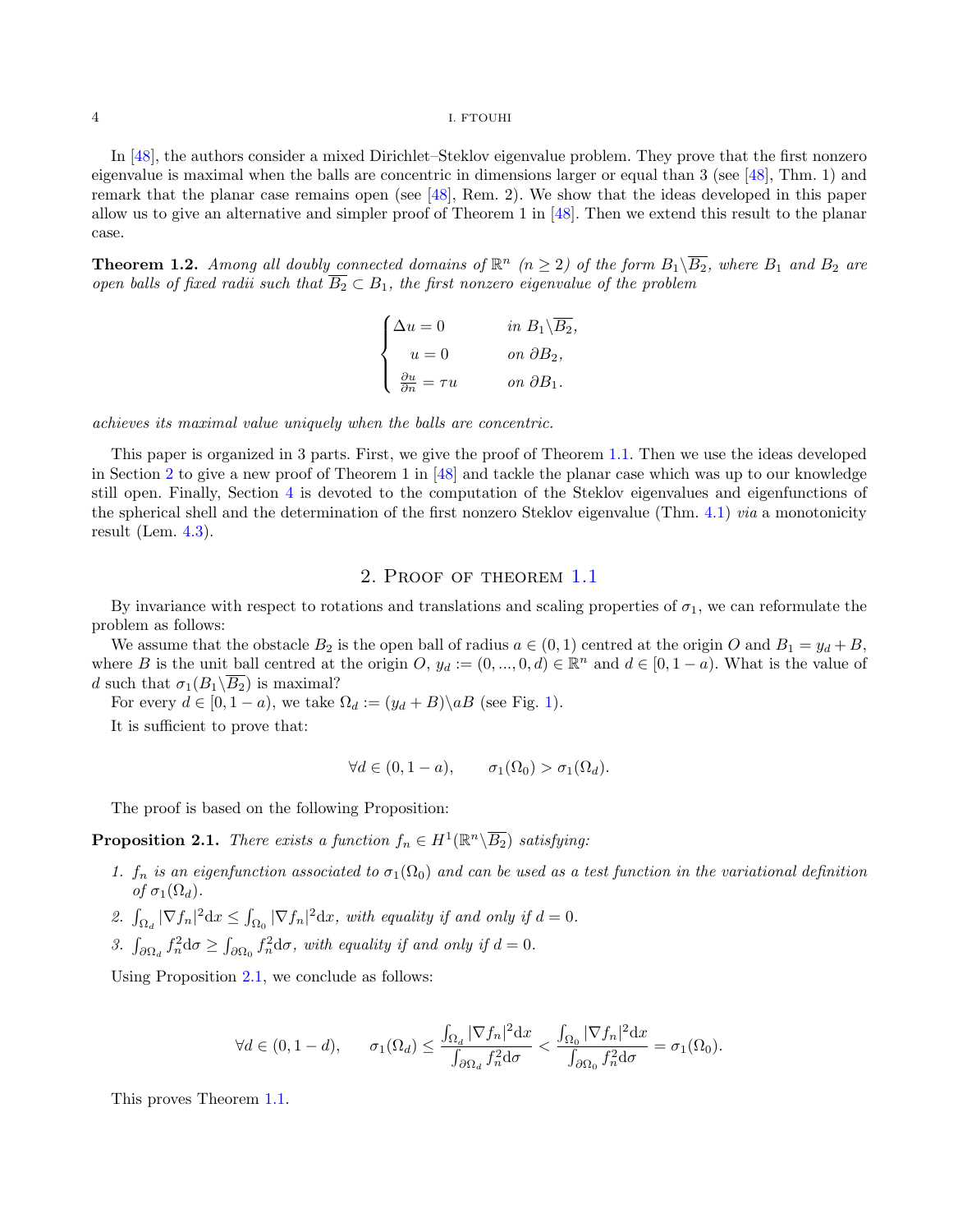In [48], the authors consider a mixed Dirichlet–Steklov eigenvalue problem. They prove that the first nonzero eigenvalue is maximal when the balls are concentric in dimensions larger or equal than 3 (see [48], Thm. 1) and remark that the planar case remains open (see [48], Rem. 2). We show that the ideas developed in this paper allow us to give an alternative and simpler proof of Theorem 1 in [48]. Then we extend this result to the planar case.

**Theorem 1.2.** *Among all doubly connected domains of $\mathbb{R}^n$ $(n \geq 2)$ of the form $B_1 \backslash \overline{B_2}$, where $B_1$ and $B_2$ are open balls of fixed radii such that $\overline{B_2} \subset B_1$, the first nonzero eigenvalue of the problem*

$$\begin{cases} \Delta u = 0 & \text{in } B_1 \backslash \overline{B_2}, \\ u = 0 & \text{on } \partial B_2, \\ \frac{\partial u}{\partial n} = \tau u & \text{on } \partial B_1. \end{cases}$$

*achieves its maximal value uniquely when the balls are concentric.*

This paper is organized in 3 parts. First, we give the proof of Theorem 1.1. Then we use the ideas developed in Section 2 to give a new proof of Theorem 1 in [48] and tackle the planar case which was up to our knowledge still open. Finally, Section 4 is devoted to the computation of the Steklov eigenvalues and eigenfunctions of the spherical shell and the determination of the first nonzero Steklov eigenvalue (Thm. 4.1) *via* a monotonicity result (Lem. 4.3).

## 2. Proof of theorem 1.1

By invariance with respect to rotations and translations and scaling properties of $\sigma_1$, we can reformulate the problem as follows:

We assume that the obstacle $B_2$ is the open ball of radius $a \in (0,1)$ centred at the origin $O$ and $B_1 = y_d + B$, where $B$ is the unit ball centred at the origin $O$, $y_d := (0, ..., 0, d) \in \mathbb{R}^n$ and $d \in [0, 1-a)$. What is the value of $d$ such that $\sigma_1(B_1 \backslash \overline{B_2})$ is maximal?

For every $d \in [0, 1-a)$, we take $\Omega_d := (y_d + B) \backslash aB$ (see Fig. 1).

It is sufficient to prove that:

$$\forall d \in (0, 1-a), \qquad \sigma_1(\Omega_0) > \sigma_1(\Omega_d).$$

The proof is based on the following Proposition:

**Proposition 2.1.** *There exists a function $f_n \in H^1(\mathbb{R}^n \backslash \overline{B_2})$ satisfying:*

1. *$f_n$ is an eigenfunction associated to $\sigma_1(\Omega_0)$ and can be used as a test function in the variational definition of $\sigma_1(\Omega_d)$.*
2. *$\int_{\Omega_d} |\nabla f_n|^2 \mathrm{d}x \leq \int_{\Omega_0} |\nabla f_n|^2 \mathrm{d}x$, with equality if and only if $d = 0$.*
3. *$\int_{\partial \Omega_d} f_n^2 \mathrm{d}\sigma \geq \int_{\partial \Omega_0} f_n^2 \mathrm{d}\sigma$, with equality if and only if $d = 0$.*

Using Proposition 2.1, we conclude as follows:

$$\forall d \in (0, 1-d), \qquad \sigma_1(\Omega_d) \leq \frac{\int_{\Omega_d} |\nabla f_n|^2 \mathrm{d}x}{\int_{\partial \Omega_d} f_n^2 \mathrm{d}\sigma} < \frac{\int_{\Omega_0} |\nabla f_n|^2 \mathrm{d}x}{\int_{\partial \Omega_0} f_n^2 \mathrm{d}\sigma} = \sigma_1(\Omega_0).$$

This proves Theorem 1.1.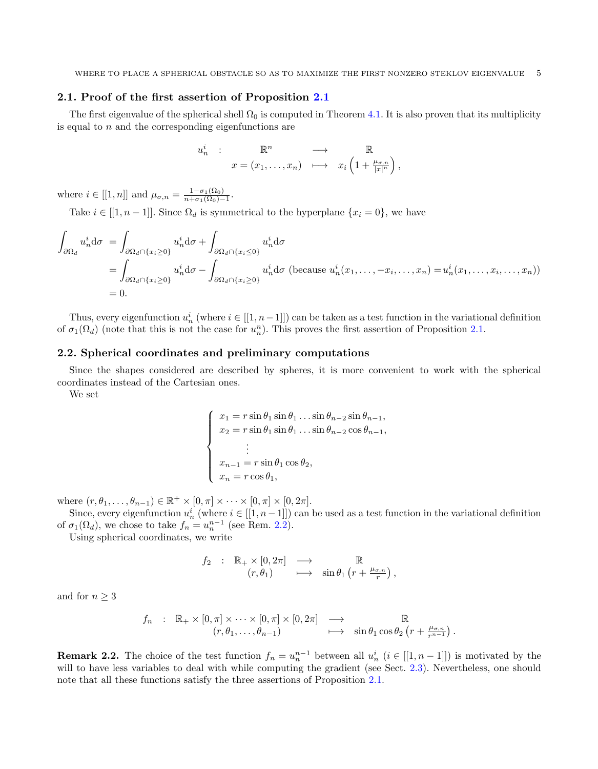### 2.1. Proof of the first assertion of Proposition 2.1

The first eigenvalue of the spherical shell $\Omega_0$ is computed in Theorem 4.1. It is also proven that its multiplicity is equal to $n$ and the corresponding eigenfunctions are

$$
\begin{array}{rccc}
u_n^i & : & \mathbb{R}^n & \longrightarrow & \mathbb{R} \\
& & x=(x_1,\dots,x_n) & \longmapsto & x_i\left(1+\frac{\mu_{\sigma,n}}{|x|^n}\right),
\end{array}
$$

where $i \in [[1,n]]$ and $\mu_{\sigma,n} = \frac{1-\sigma_1(\Omega_0)}{n+\sigma_1(\Omega_0)-1}$.

Take $i \in [[1,n-1]]$. Since $\Omega_d$ is symmetrical to the hyperplane $\{x_i = 0\}$, we have

$$
\begin{aligned}
\int_{\partial\Omega_d} u_n^i \mathrm{d}\sigma &= \int_{\partial\Omega_d\cap\{x_i\geq 0\}} u_n^i \mathrm{d}\sigma + \int_{\partial\Omega_d\cap\{x_i\leq 0\}} u_n^i \mathrm{d}\sigma \\
&= \int_{\partial\Omega_d\cap\{x_i\geq 0\}} u_n^i \mathrm{d}\sigma - \int_{\partial\Omega_d\cap\{x_i\geq 0\}} u_n^i \mathrm{d}\sigma \text{ (because } u_n^i(x_1,\dots,-x_i,\dots,x_n) = u_n^i(x_1,\dots,x_i,\dots,x_n)) \\
&= 0.
\end{aligned}
$$

Thus, every eigenfunction $u_n^i$ (where $i \in [[1,n-1]]$) can be taken as a test function in the variational definition of $\sigma_1(\Omega_d)$ (note that this is not the case for $u_n^n$). This proves the first assertion of Proposition 2.1.

### 2.2. Spherical coordinates and preliminary computations

Since the shapes considered are described by spheres, it is more convenient to work with the spherical coordinates instead of the Cartesian ones.

We set

$$
\left\{
\begin{array}{l}
x_1 = r\sin\theta_1\sin\theta_1\dots\sin\theta_{n-2}\sin\theta_{n-1}, \\
x_2 = r\sin\theta_1\sin\theta_1\dots\sin\theta_{n-2}\cos\theta_{n-1}, \\
\qquad\vdots \\
x_{n-1} = r\sin\theta_1\cos\theta_2, \\
x_n = r\cos\theta_1,
\end{array}
\right.
$$

where $(r,\theta_1,\dots,\theta_{n-1}) \in \mathbb{R}^+\times[0,\pi]\times\cdots\times[0,\pi]\times[0,2\pi]$.

Since, every eigenfunction $u_n^i$ (where $i \in [[1,n-1]]$) can be used as a test function in the variational definition of $\sigma_1(\Omega_d)$, we chose to take $f_n = u_n^{n-1}$ (see Rem. 2.2).

Using spherical coordinates, we write

$$
\begin{array}{rccc}
f_2 & : & \mathbb{R}_+\times[0,2\pi] & \longrightarrow & \mathbb{R} \\
& & (r,\theta_1) & \longmapsto & \sin\theta_1\left(r+\frac{\mu_{\sigma,n}}{r}\right),
\end{array}
$$

and for $n \geq 3$

$$
\begin{array}{rccc}
f_n & : & \mathbb{R}_+\times[0,\pi]\times\cdots\times[0,\pi]\times[0,2\pi] & \longrightarrow & \mathbb{R} \\
& & (r,\theta_1,\dots,\theta_{n-1}) & \longmapsto & \sin\theta_1\cos\theta_2\left(r+\frac{\mu_{\sigma,n}}{r^{n-1}}\right).
\end{array}
$$

**Remark 2.2.** The choice of the test function $f_n = u_n^{n-1}$ between all $u_n^i$ $(i \in [[1,n-1]])$ is motivated by the will to have less variables to deal with while computing the gradient (see Sect. 2.3). Nevertheless, one should note that all these functions satisfy the three assertions of Proposition 2.1.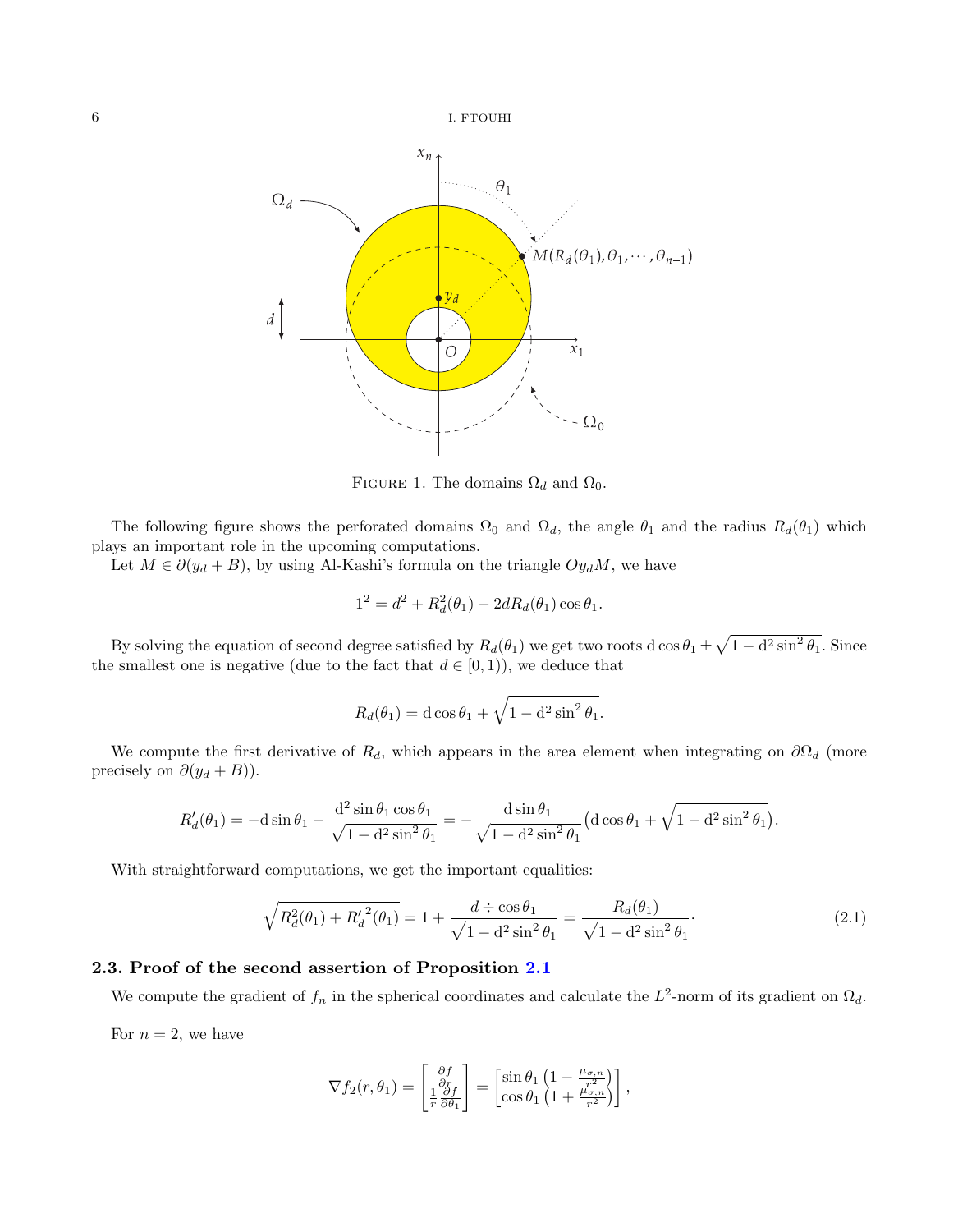FIGURE 1. The domains $\Omega_d$ and $\Omega_0$.

The following figure shows the perforated domains $\Omega_0$ and $\Omega_d$, the angle $\theta_1$ and the radius $R_d(\theta_1)$ which plays an important role in the upcoming computations.

Let $M \in \partial(y_d + B)$, by using Al-Kashi's formula on the triangle $Oy_dM$, we have

$$1^2 = d^2 + R_d^2(\theta_1) - 2dR_d(\theta_1)\cos\theta_1.$$

By solving the equation of second degree satisfied by $R_d(\theta_1)$ we get two roots $\mathrm{d}\cos\theta_1 \pm \sqrt{1-\mathrm{d}^2\sin^2\theta_1}$. Since the smallest one is negative (due to the fact that $d \in [0,1)$), we deduce that

$$R_d(\theta_1) = \mathrm{d}\cos\theta_1 + \sqrt{1-\mathrm{d}^2\sin^2\theta_1}.$$

We compute the first derivative of $R_d$, which appears in the area element when integrating on $\partial\Omega_d$ (more precisely on $\partial(y_d + B)$).

$$R_d'(\theta_1) = -\mathrm{d}\sin\theta_1 - \frac{\mathrm{d}^2\sin\theta_1\cos\theta_1}{\sqrt{1-\mathrm{d}^2\sin^2\theta_1}} = -\frac{\mathrm{d}\sin\theta_1}{\sqrt{1-\mathrm{d}^2\sin^2\theta_1}}\big(\mathrm{d}\cos\theta_1 + \sqrt{1-\mathrm{d}^2\sin^2\theta_1}\big).$$

With straightforward computations, we get the important equalities:

$$\sqrt{R_d^2(\theta_1) + {R_d'}^2(\theta_1)} = 1 + \frac{d \div \cos\theta_1}{\sqrt{1-\mathrm{d}^2\sin^2\theta_1}} = \frac{R_d(\theta_1)}{\sqrt{1-\mathrm{d}^2\sin^2\theta_1}}. \tag{2.1}$$

### 2.3. Proof of the second assertion of Proposition 2.1

We compute the gradient of $f_n$ in the spherical coordinates and calculate the $L^2$-norm of its gradient on $\Omega_d$.

For $n = 2$, we have

$$\nabla f_2(r,\theta_1) = \begin{bmatrix} \frac{\partial f}{\partial r} \\ \frac{1}{r}\frac{\partial f}{\partial \theta_1} \end{bmatrix} = \begin{bmatrix} \sin\theta_1\left(1 - \frac{\mu_{\sigma,n}}{r^2}\right) \\ \cos\theta_1\left(1 + \frac{\mu_{\sigma,n}}{r^2}\right) \end{bmatrix},$$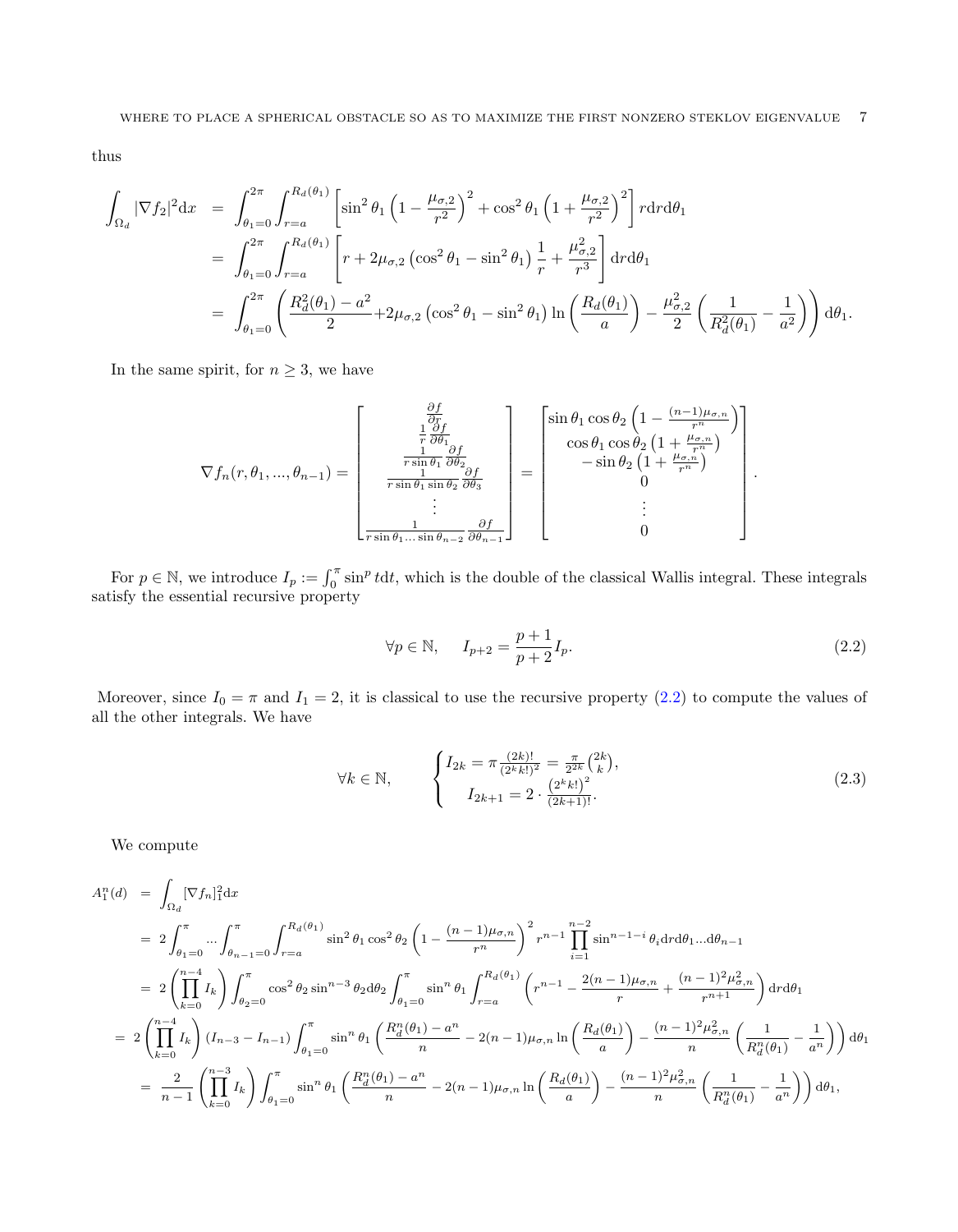thus

$$
\begin{aligned}
\int_{\Omega_d} |\nabla f_2|^2 \mathrm{d}x &= \int_{\theta_1=0}^{2\pi} \int_{r=a}^{R_d(\theta_1)} \left[ \sin^2\theta_1 \left(1 - \frac{\mu_{\sigma,2}}{r^2}\right)^2 + \cos^2\theta_1 \left(1 + \frac{\mu_{\sigma,2}}{r^2}\right)^2 \right] r \mathrm{d}r \mathrm{d}\theta_1 \\
&= \int_{\theta_1=0}^{2\pi} \int_{r=a}^{R_d(\theta_1)} \left[ r + 2\mu_{\sigma,2} \left(\cos^2\theta_1 - \sin^2\theta_1\right) \frac{1}{r} + \frac{\mu_{\sigma,2}^2}{r^3} \right] \mathrm{d}r \mathrm{d}\theta_1 \\
&= \int_{\theta_1=0}^{2\pi} \left( \frac{R_d^2(\theta_1) - a^2}{2} + 2\mu_{\sigma,2} \left(\cos^2\theta_1 - \sin^2\theta_1\right) \ln\left(\frac{R_d(\theta_1)}{a}\right) - \frac{\mu_{\sigma,2}^2}{2} \left( \frac{1}{R_d^2(\theta_1)} - \frac{1}{a^2} \right) \right) \mathrm{d}\theta_1.
\end{aligned}
$$

In the same spirit, for $n \geq 3$, we have

$$
\nabla f_n(r, \theta_1, ..., \theta_{n-1}) = \begin{bmatrix} \frac{\partial f}{\partial r} \\ \frac{1}{r} \frac{\partial f}{\partial \theta_1} \\ \frac{1}{r \sin\theta_1} \frac{\partial f}{\partial \theta_2} \\ \frac{1}{r \sin\theta_1 \sin\theta_2} \frac{\partial f}{\partial \theta_3} \\ \vdots \\ \frac{1}{r \sin\theta_1 \ldots \sin\theta_{n-2}} \frac{\partial f}{\partial \theta_{n-1}} \end{bmatrix} = \begin{bmatrix} \sin\theta_1 \cos\theta_2 \left(1 - \frac{(n-1)\mu_{\sigma,n}}{r^n}\right) \\ \cos\theta_1 \cos\theta_2 \left(1 + \frac{\mu_{\sigma,n}}{r^n}\right) \\ -\sin\theta_2 \left(1 + \frac{\mu_{\sigma,n}}{r^n}\right) \\ 0 \\ \vdots \\ 0 \end{bmatrix}.
$$

For $p \in \mathbb{N}$, we introduce $I_p := \int_0^\pi \sin^p t \mathrm{d}t$, which is the double of the classical Wallis integral. These integrals satisfy the essential recursive property

$$
\forall p \in \mathbb{N}, \qquad I_{p+2} = \frac{p+1}{p+2} I_p. \tag{2.2}
$$

Moreover, since $I_0 = \pi$ and $I_1 = 2$, it is classical to use the recursive property (2.2) to compute the values of all the other integrals. We have

$$
\forall k \in \mathbb{N}, \qquad \begin{cases} I_{2k} = \pi \frac{(2k)!}{(2^k k!)^2} = \frac{\pi}{2^{2k}} \binom{2k}{k}, \\ I_{2k+1} = 2 \cdot \frac{\left(2^k k!\right)^2}{(2k+1)!}. \end{cases} \tag{2.3}
$$

We compute

$$
\begin{aligned}
A_1^n(d) &= \int_{\Omega_d} [\nabla f_n]_1^2 \mathrm{d}x \\
&= 2 \int_{\theta_1=0}^{\pi} \ldots \int_{\theta_{n-1}=0}^{\pi} \int_{r=a}^{R_d(\theta_1)} \sin^2\theta_1 \cos^2\theta_2 \left(1 - \frac{(n-1)\mu_{\sigma,n}}{r^n}\right)^2 r^{n-1} \prod_{i=1}^{n-2} \sin^{n-1-i}\theta_i \mathrm{d}r \mathrm{d}\theta_1 \ldots \mathrm{d}\theta_{n-1} \\
&= 2 \left( \prod_{k=0}^{n-4} I_k \right) \int_{\theta_2=0}^{\pi} \cos^2\theta_2 \sin^{n-3}\theta_2 \mathrm{d}\theta_2 \int_{\theta_1=0}^{\pi} \sin^n\theta_1 \int_{r=a}^{R_d(\theta_1)} \left( r^{n-1} - \frac{2(n-1)\mu_{\sigma,n}}{r} + \frac{(n-1)^2 \mu_{\sigma,n}^2}{r^{n+1}} \right) \mathrm{d}r \mathrm{d}\theta_1 \\
&= 2 \left( \prod_{k=0}^{n-4} I_k \right) (I_{n-3} - I_{n-1}) \int_{\theta_1=0}^{\pi} \sin^n\theta_1 \left( \frac{R_d^n(\theta_1) - a^n}{n} - 2(n-1)\mu_{\sigma,n} \ln\left(\frac{R_d(\theta_1)}{a}\right) - \frac{(n-1)^2 \mu_{\sigma,n}^2}{n} \left( \frac{1}{R_d^n(\theta_1)} - \frac{1}{a^n} \right) \right) \mathrm{d}\theta_1 \\
&= \frac{2}{n-1} \left( \prod_{k=0}^{n-3} I_k \right) \int_{\theta_1=0}^{\pi} \sin^n\theta_1 \left( \frac{R_d^n(\theta_1) - a^n}{n} - 2(n-1)\mu_{\sigma,n} \ln\left(\frac{R_d(\theta_1)}{a}\right) - \frac{(n-1)^2 \mu_{\sigma,n}^2}{n} \left( \frac{1}{R_d^n(\theta_1)} - \frac{1}{a^n} \right) \right) \mathrm{d}\theta_1,
\end{aligned}
$$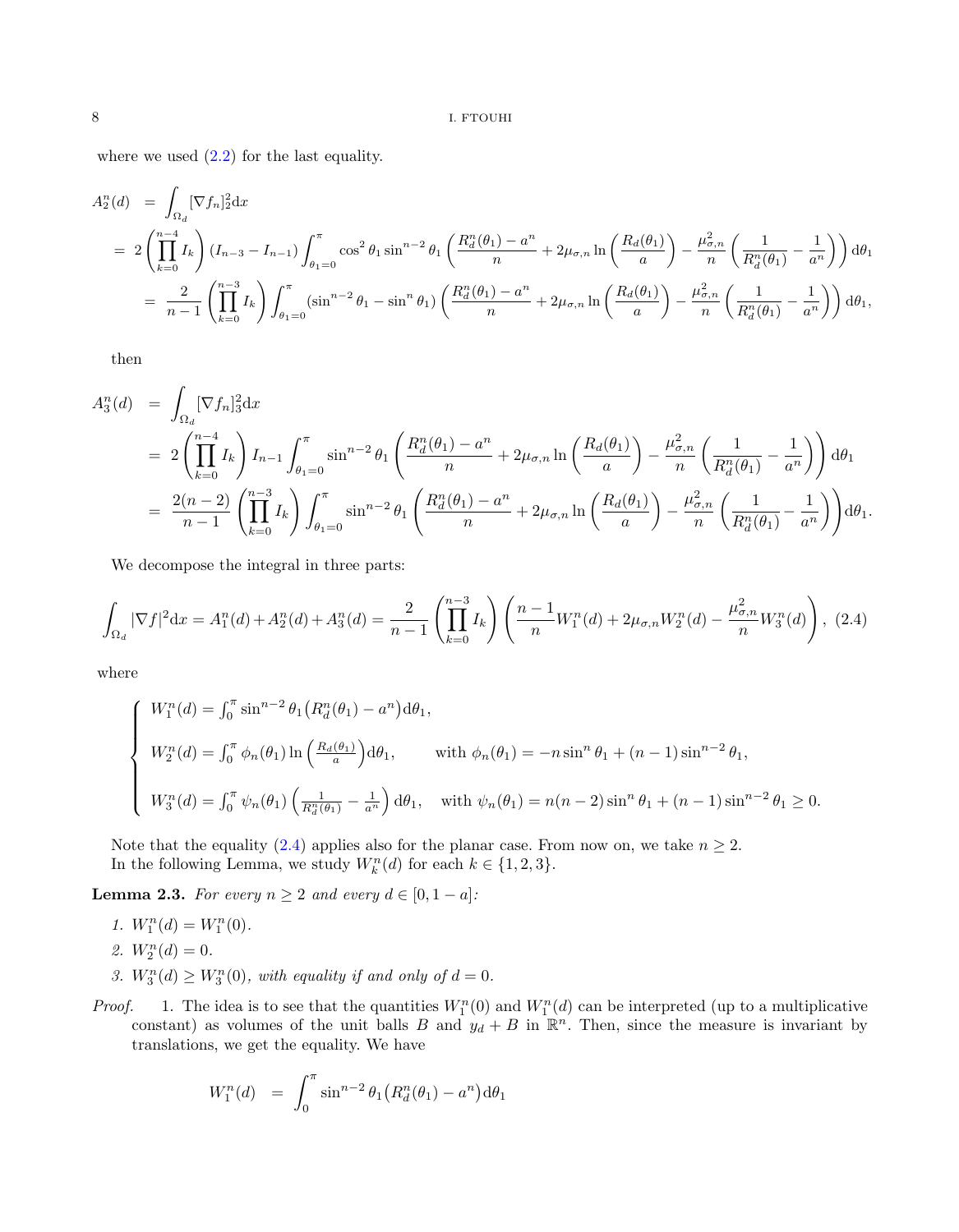where we used (2.2) for the last equality.

$$
\begin{aligned}
A_2^n(d) &= \int_{\Omega_d} [\nabla f_n]_2^2 \mathrm{d}x \\
&= 2\left(\prod_{k=0}^{n-4} I_k\right)(I_{n-3}-I_{n-1})\int_{\theta_1=0}^{\pi} \cos^2\theta_1 \sin^{n-2}\theta_1 \left(\frac{R_d^n(\theta_1)-a^n}{n} + 2\mu_{\sigma,n}\ln\left(\frac{R_d(\theta_1)}{a}\right) - \frac{\mu_{\sigma,n}^2}{n}\left(\frac{1}{R_d^n(\theta_1)}-\frac{1}{a^n}\right)\right)\mathrm{d}\theta_1 \\
&= \frac{2}{n-1}\left(\prod_{k=0}^{n-3} I_k\right)\int_{\theta_1=0}^{\pi} (\sin^{n-2}\theta_1 - \sin^n\theta_1)\left(\frac{R_d^n(\theta_1)-a^n}{n} + 2\mu_{\sigma,n}\ln\left(\frac{R_d(\theta_1)}{a}\right) - \frac{\mu_{\sigma,n}^2}{n}\left(\frac{1}{R_d^n(\theta_1)}-\frac{1}{a^n}\right)\right)\mathrm{d}\theta_1,
\end{aligned}
$$

then

$$
\begin{aligned}
A_3^n(d) &= \int_{\Omega_d} [\nabla f_n]_3^2 \mathrm{d}x \\
&= 2\left(\prod_{k=0}^{n-4} I_k\right) I_{n-1}\int_{\theta_1=0}^{\pi} \sin^{n-2}\theta_1 \left(\frac{R_d^n(\theta_1)-a^n}{n} + 2\mu_{\sigma,n}\ln\left(\frac{R_d(\theta_1)}{a}\right) - \frac{\mu_{\sigma,n}^2}{n}\left(\frac{1}{R_d^n(\theta_1)}-\frac{1}{a^n}\right)\right)\mathrm{d}\theta_1 \\
&= \frac{2(n-2)}{n-1}\left(\prod_{k=0}^{n-3} I_k\right)\int_{\theta_1=0}^{\pi} \sin^{n-2}\theta_1 \left(\frac{R_d^n(\theta_1)-a^n}{n} + 2\mu_{\sigma,n}\ln\left(\frac{R_d(\theta_1)}{a}\right) - \frac{\mu_{\sigma,n}^2}{n}\left(\frac{1}{R_d^n(\theta_1)}-\frac{1}{a^n}\right)\right)\mathrm{d}\theta_1.
\end{aligned}
$$

We decompose the integral in three parts:

$$
\int_{\Omega_d} |\nabla f|^2 \mathrm{d}x = A_1^n(d) + A_2^n(d) + A_3^n(d) = \frac{2}{n-1}\left(\prod_{k=0}^{n-3} I_k\right)\left(\frac{n-1}{n}W_1^n(d) + 2\mu_{\sigma,n}W_2^n(d) - \frac{\mu_{\sigma,n}^2}{n}W_3^n(d)\right), \quad (2.4)
$$

where

$$
\begin{cases}
W_1^n(d) = \int_0^\pi \sin^{n-2}\theta_1 \big(R_d^n(\theta_1) - a^n\big)\mathrm{d}\theta_1, \\[2mm]
W_2^n(d) = \int_0^\pi \phi_n(\theta_1)\ln\left(\frac{R_d(\theta_1)}{a}\right)\mathrm{d}\theta_1, \qquad \text{with } \phi_n(\theta_1) = -n\sin^n\theta_1 + (n-1)\sin^{n-2}\theta_1, \\[2mm]
W_3^n(d) = \int_0^\pi \psi_n(\theta_1)\left(\frac{1}{R_d^n(\theta_1)} - \frac{1}{a^n}\right)\mathrm{d}\theta_1, \quad \text{with } \psi_n(\theta_1) = n(n-2)\sin^n\theta_1 + (n-1)\sin^{n-2}\theta_1 \geq 0.
\end{cases}
$$

Note that the equality (2.4) applies also for the planar case. From now on, we take $n \geq 2$.
In the following Lemma, we study $W_k^n(d)$ for each $k \in \{1,2,3\}$.

**Lemma 2.3.** *For every $n \geq 2$ and every $d \in [0, 1-a]$:*

1. $W_1^n(d) = W_1^n(0)$.
2. $W_2^n(d) = 0$.
3. $W_3^n(d) \geq W_3^n(0)$*, with equality if and only of $d = 0$.*

*Proof.* 1. The idea is to see that the quantities $W_1^n(0)$ and $W_1^n(d)$ can be interpreted (up to a multiplicative constant) as volumes of the unit balls $B$ and $y_d + B$ in $\mathbb{R}^n$. Then, since the measure is invariant by translations, we get the equality. We have

$$
W_1^n(d) = \int_0^\pi \sin^{n-2}\theta_1 \big(R_d^n(\theta_1) - a^n\big)\mathrm{d}\theta_1
$$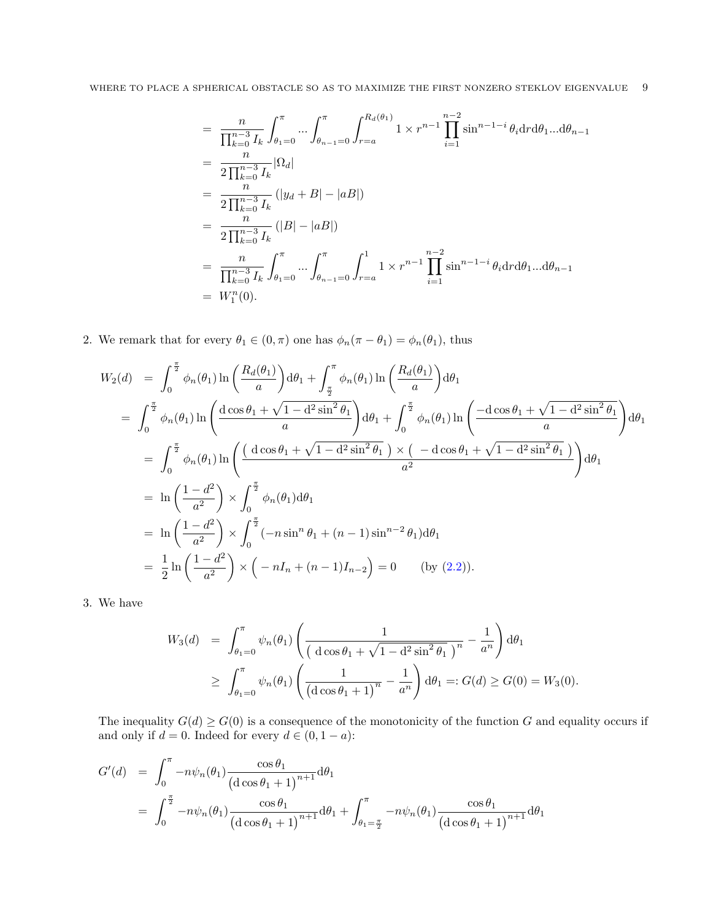$$
\begin{aligned}
&= \frac{n}{\prod_{k=0}^{n-3} I_k} \int_{\theta_1=0}^{\pi} \dots \int_{\theta_{n-1}=0}^{\pi} \int_{r=a}^{R_d(\theta_1)} 1 \times r^{n-1} \prod_{i=1}^{n-2} \sin^{n-1-i}\theta_i \mathrm{d}r\mathrm{d}\theta_1 \dots \mathrm{d}\theta_{n-1} \\
&= \frac{n}{2\prod_{k=0}^{n-3} I_k} |\Omega_d| \\
&= \frac{n}{2\prod_{k=0}^{n-3} I_k} \left(|y_d + B| - |aB|\right) \\
&= \frac{n}{2\prod_{k=0}^{n-3} I_k} \left(|B| - |aB|\right) \\
&= \frac{n}{\prod_{k=0}^{n-3} I_k} \int_{\theta_1=0}^{\pi} \dots \int_{\theta_{n-1}=0}^{\pi} \int_{r=a}^{1} 1 \times r^{n-1} \prod_{i=1}^{n-2} \sin^{n-1-i}\theta_i \mathrm{d}r\mathrm{d}\theta_1 \dots \mathrm{d}\theta_{n-1} \\
&= W_1^n(0).
\end{aligned}
$$

2. We remark that for every $\theta_1 \in (0, \pi)$ one has $\phi_n(\pi - \theta_1) = \phi_n(\theta_1)$, thus

$$
\begin{aligned}
W_2(d) &= \int_0^{\frac{\pi}{2}} \phi_n(\theta_1) \ln\left(\frac{R_d(\theta_1)}{a}\right) \mathrm{d}\theta_1 + \int_{\frac{\pi}{2}}^{\pi} \phi_n(\theta_1) \ln\left(\frac{R_d(\theta_1)}{a}\right) \mathrm{d}\theta_1 \\
&= \int_0^{\frac{\pi}{2}} \phi_n(\theta_1) \ln\left(\frac{\mathrm{d}\cos\theta_1 + \sqrt{1 - \mathrm{d}^2\sin^2\theta_1}}{a}\right) \mathrm{d}\theta_1 + \int_0^{\frac{\pi}{2}} \phi_n(\theta_1) \ln\left(\frac{-\mathrm{d}\cos\theta_1 + \sqrt{1 - \mathrm{d}^2\sin^2\theta_1}}{a}\right) \mathrm{d}\theta_1 \\
&= \int_0^{\frac{\pi}{2}} \phi_n(\theta_1) \ln\left(\frac{\left(\mathrm{d}\cos\theta_1 + \sqrt{1 - \mathrm{d}^2\sin^2\theta_1}\right) \times \left(-\mathrm{d}\cos\theta_1 + \sqrt{1 - \mathrm{d}^2\sin^2\theta_1}\right)}{a^2}\right) \mathrm{d}\theta_1 \\
&= \ln\left(\frac{1 - d^2}{a^2}\right) \times \int_0^{\frac{\pi}{2}} \phi_n(\theta_1) \mathrm{d}\theta_1 \\
&= \ln\left(\frac{1 - d^2}{a^2}\right) \times \int_0^{\frac{\pi}{2}} (-n\sin^n\theta_1 + (n-1)\sin^{n-2}\theta_1) \mathrm{d}\theta_1 \\
&= \frac{1}{2}\ln\left(\frac{1 - d^2}{a^2}\right) \times \Big(-nI_n + (n-1)I_{n-2}\Big) = 0 \qquad \text{(by (2.2))}.
\end{aligned}
$$

3. We have

$$
\begin{aligned}
W_3(d) &= \int_{\theta_1=0}^{\pi} \psi_n(\theta_1) \left(\frac{1}{\left(\mathrm{d}\cos\theta_1 + \sqrt{1 - \mathrm{d}^2\sin^2\theta_1}\right)^n} - \frac{1}{a^n}\right) \mathrm{d}\theta_1 \\
&\geq \int_{\theta_1=0}^{\pi} \psi_n(\theta_1) \left(\frac{1}{\left(\mathrm{d}\cos\theta_1 + 1\right)^n} - \frac{1}{a^n}\right) \mathrm{d}\theta_1 =: G(d) \geq G(0) = W_3(0).
\end{aligned}
$$

The inequality $G(d) \geq G(0)$ is a consequence of the monotonicity of the function $G$ and equality occurs if and only if $d = 0$. Indeed for every $d \in (0, 1-a)$:

$$
\begin{aligned}
G'(d) &= \int_0^{\pi} -n\psi_n(\theta_1) \frac{\cos\theta_1}{\left(\mathrm{d}\cos\theta_1 + 1\right)^{n+1}} \mathrm{d}\theta_1 \\
&= \int_0^{\frac{\pi}{2}} -n\psi_n(\theta_1) \frac{\cos\theta_1}{\left(\mathrm{d}\cos\theta_1 + 1\right)^{n+1}} \mathrm{d}\theta_1 + \int_{\theta_1=\frac{\pi}{2}}^{\pi} -n\psi_n(\theta_1) \frac{\cos\theta_1}{\left(\mathrm{d}\cos\theta_1 + 1\right)^{n+1}} \mathrm{d}\theta_1
\end{aligned}
$$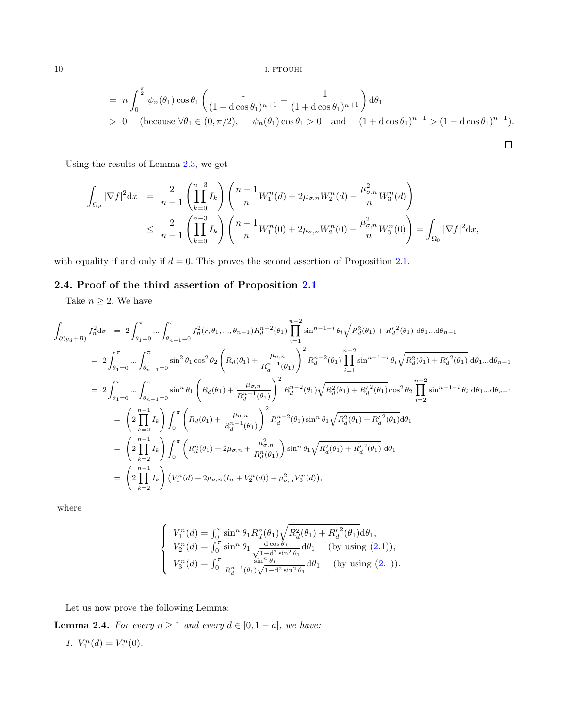$$
\begin{aligned}
&= n \int_0^{\frac{\pi}{2}} \psi_n(\theta_1)\cos\theta_1 \left(\frac{1}{(1-\mathrm{d}\cos\theta_1)^{n+1}} - \frac{1}{(1+\mathrm{d}\cos\theta_1)^{n+1}}\right)\mathrm{d}\theta_1 \\
&> 0 \quad (\text{because } \forall\theta_1 \in (0,\pi/2), \quad \psi_n(\theta_1)\cos\theta_1 > 0 \quad \text{and} \quad (1+\mathrm{d}\cos\theta_1)^{n+1} > (1-\mathrm{d}\cos\theta_1)^{n+1}).
\end{aligned}
$$

□

Using the results of Lemma 2.3, we get

$$
\begin{aligned}
\int_{\Omega_d} |\nabla f|^2 \mathrm{d}x &= \frac{2}{n-1}\left(\prod_{k=0}^{n-3} I_k\right)\left(\frac{n-1}{n}W_1^n(d) + 2\mu_{\sigma,n}W_2^n(d) - \frac{\mu_{\sigma,n}^2}{n}W_3^n(d)\right) \\
&\leq \frac{2}{n-1}\left(\prod_{k=0}^{n-3} I_k\right)\left(\frac{n-1}{n}W_1^n(0) + 2\mu_{\sigma,n}W_2^n(0) - \frac{\mu_{\sigma,n}^2}{n}W_3^n(0)\right) = \int_{\Omega_0} |\nabla f|^2 \mathrm{d}x,
\end{aligned}
$$

with equality if and only if $d = 0$. This proves the second assertion of Proposition 2.1.

### 2.4. Proof of the third assertion of Proposition 2.1

Take $n \geq 2$. We have

$$
\begin{aligned}
\int_{\partial(y_d+B)} f_n^2 \mathrm{d}\sigma &= 2\int_{\theta_1=0}^{\pi} \cdots \int_{\theta_{n-1}=0}^{\pi} f_n^2(r,\theta_1,\dots,\theta_{n-1}) R_d^{n-2}(\theta_1) \prod_{i=1}^{n-2} \sin^{n-1-i}\theta_i \sqrt{R_d^2(\theta_1) + {R'_d}^2(\theta_1)}\ \mathrm{d}\theta_1 \dots \mathrm{d}\theta_{n-1} \\
&= 2\int_{\theta_1=0}^{\pi} \cdots \int_{\theta_{n-1}=0}^{\pi} \sin^2\theta_1 \cos^2\theta_2 \left(R_d(\theta_1) + \frac{\mu_{\sigma,n}}{R_d^{n-1}(\theta_1)}\right)^2 R_d^{n-2}(\theta_1) \prod_{i=1}^{n-2} \sin^{n-1-i}\theta_i \sqrt{R_d^2(\theta_1) + {R'_d}^2(\theta_1)}\ \mathrm{d}\theta_1 \dots \mathrm{d}\theta_{n-1} \\
&= 2\int_{\theta_1=0}^{\pi} \cdots \int_{\theta_{n-1}=0}^{\pi} \sin^n\theta_1 \left(R_d(\theta_1) + \frac{\mu_{\sigma,n}}{R_d^{n-1}(\theta_1)}\right)^2 R_d^{n-2}(\theta_1) \sqrt{R_d^2(\theta_1) + {R'_d}^2(\theta_1)} \cos^2\theta_2 \prod_{i=2}^{n-2} \sin^{n-1-i}\theta_i\ \mathrm{d}\theta_1 \dots \mathrm{d}\theta_{n-1} \\
&= \left(2\prod_{k=2}^{n-1} I_k\right) \int_0^{\pi} \left(R_d(\theta_1) + \frac{\mu_{\sigma,n}}{R_d^{n-1}(\theta_1)}\right)^2 R_d^{n-2}(\theta_1) \sin^n\theta_1 \sqrt{R_d^2(\theta_1) + {R'_d}^2(\theta_1)} \mathrm{d}\theta_1 \\
&= \left(2\prod_{k=2}^{n-1} I_k\right) \int_0^{\pi} \left(R_d^n(\theta_1) + 2\mu_{\sigma,n} + \frac{\mu_{\sigma,n}^2}{R_d^n(\theta_1)}\right) \sin^n\theta_1 \sqrt{R_d^2(\theta_1) + {R'_d}^2(\theta_1)}\ \mathrm{d}\theta_1 \\
&= \left(2\prod_{k=2}^{n-1} I_k\right) \left(V_1^n(d) + 2\mu_{\sigma,n}(I_n + V_2^n(d)) + \mu_{\sigma,n}^2 V_3^n(d)\right),
\end{aligned}
$$

where

$$
\begin{cases}
V_1^n(d) = \int_0^{\pi} \sin^n\theta_1 R_d^n(\theta_1) \sqrt{R_d^2(\theta_1) + {R'_d}^2(\theta_1)} \mathrm{d}\theta_1, \\
V_2^n(d) = \int_0^{\pi} \sin^n\theta_1 \frac{\mathrm{d}\cos\theta_1}{\sqrt{1-\mathrm{d}^2\sin^2\theta_1}} \mathrm{d}\theta_1 \quad (\text{by using (2.1)}), \\
V_3^n(d) = \int_0^{\pi} \frac{\sin^n\theta_1}{R_d^{n-1}(\theta_1)\sqrt{1-\mathrm{d}^2\sin^2\theta_1}} \mathrm{d}\theta_1 \quad (\text{by using (2.1)}).
\end{cases}
$$

Let us now prove the following Lemma:

**Lemma 2.4.** *For every $n \geq 1$ and every $d \in [0, 1-a]$, we have:*

*1.* $V_1^n(d) = V_1^n(0)$.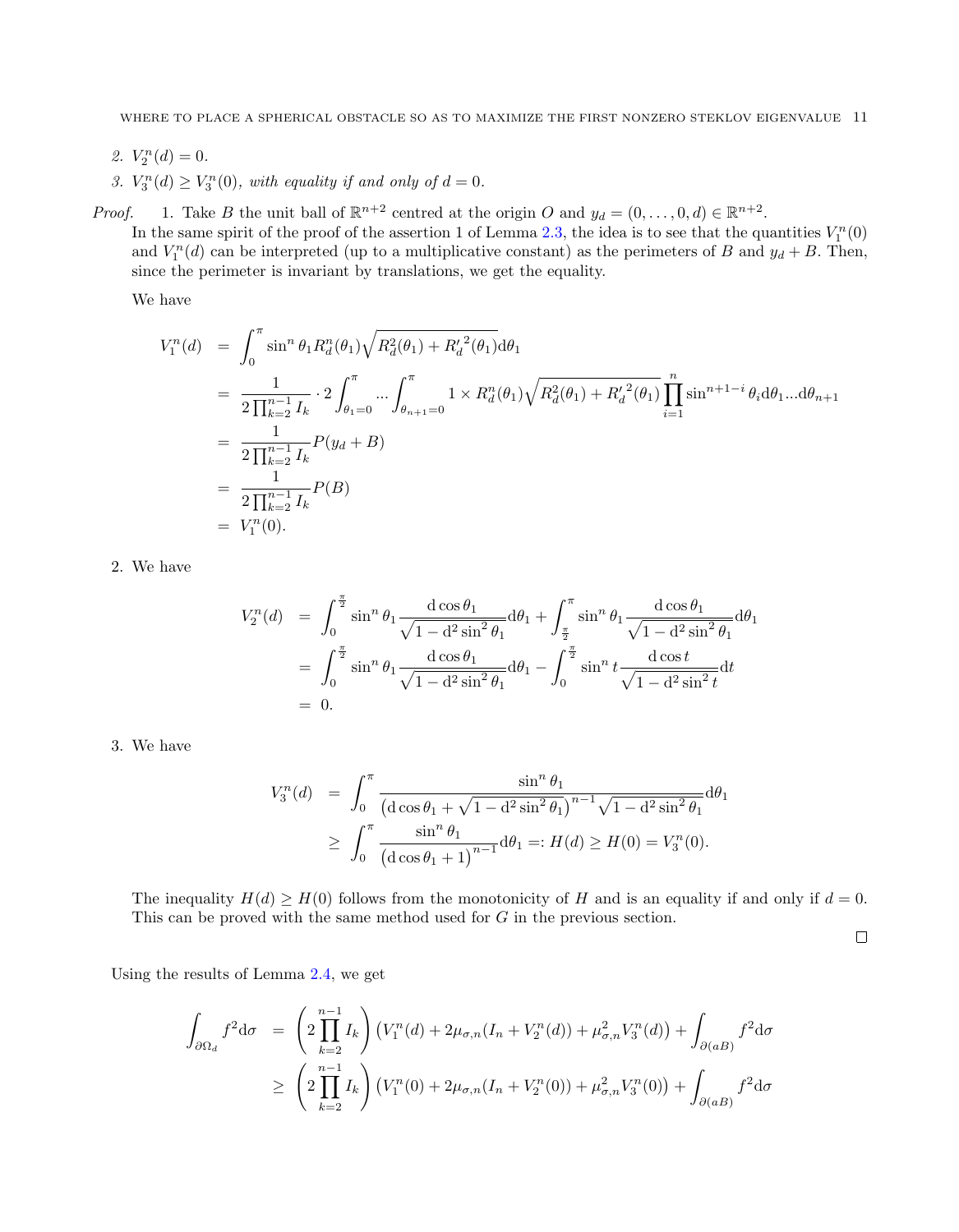2. $V_2^n(d) = 0$.
3. $V_3^n(d) \geq V_3^n(0)$, *with equality if and only of* $d = 0$.

*Proof.* 1. Take $B$ the unit ball of $\mathbb{R}^{n+2}$ centred at the origin $O$ and $y_d = (0, \ldots, 0, d) \in \mathbb{R}^{n+2}$.
In the same spirit of the proof of the assertion 1 of Lemma 2.3, the idea is to see that the quantities $V_1^n(0)$ and $V_1^n(d)$ can be interpreted (up to a multiplicative constant) as the perimeters of $B$ and $y_d + B$. Then, since the perimeter is invariant by translations, we get the equality.

We have

$$
\begin{aligned}
V_1^n(d) &= \int_0^\pi \sin^n \theta_1 R_d^n(\theta_1) \sqrt{R_d^2(\theta_1) + {R_d'}^2(\theta_1)} \mathrm{d}\theta_1 \\
&= \frac{1}{2\prod_{k=2}^{n-1} I_k} \cdot 2 \int_{\theta_1=0}^{\pi} \ldots \int_{\theta_{n+1}=0}^{\pi} 1 \times R_d^n(\theta_1) \sqrt{R_d^2(\theta_1) + {R_d'}^2(\theta_1)} \prod_{i=1}^{n} \sin^{n+1-i} \theta_i \mathrm{d}\theta_1 \ldots \mathrm{d}\theta_{n+1} \\
&= \frac{1}{2\prod_{k=2}^{n-1} I_k} P(y_d + B) \\
&= \frac{1}{2\prod_{k=2}^{n-1} I_k} P(B) \\
&= V_1^n(0).
\end{aligned}
$$

2. We have

$$
\begin{aligned}
V_2^n(d) &= \int_0^{\frac{\pi}{2}} \sin^n \theta_1 \frac{\mathrm{d} \cos \theta_1}{\sqrt{1 - \mathrm{d}^2 \sin^2 \theta_1}} \mathrm{d}\theta_1 + \int_{\frac{\pi}{2}}^{\pi} \sin^n \theta_1 \frac{\mathrm{d} \cos \theta_1}{\sqrt{1 - \mathrm{d}^2 \sin^2 \theta_1}} \mathrm{d}\theta_1 \\
&= \int_0^{\frac{\pi}{2}} \sin^n \theta_1 \frac{\mathrm{d} \cos \theta_1}{\sqrt{1 - \mathrm{d}^2 \sin^2 \theta_1}} \mathrm{d}\theta_1 - \int_0^{\frac{\pi}{2}} \sin^n t \frac{\mathrm{d} \cos t}{\sqrt{1 - \mathrm{d}^2 \sin^2 t}} \mathrm{d}t \\
&= 0.
\end{aligned}
$$

3. We have

$$
\begin{aligned}
V_3^n(d) &= \int_0^\pi \frac{\sin^n \theta_1}{\left(\mathrm{d} \cos \theta_1 + \sqrt{1 - \mathrm{d}^2 \sin^2 \theta_1}\right)^{n-1} \sqrt{1 - \mathrm{d}^2 \sin^2 \theta_1}} \mathrm{d}\theta_1 \\
&\geq \int_0^\pi \frac{\sin^n \theta_1}{\left(\mathrm{d} \cos \theta_1 + 1\right)^{n-1}} \mathrm{d}\theta_1 =: H(d) \geq H(0) = V_3^n(0).
\end{aligned}
$$

The inequality $H(d) \geq H(0)$ follows from the monotonicity of $H$ and is an equality if and only if $d = 0$. This can be proved with the same method used for $G$ in the previous section.

∎

Using the results of Lemma 2.4, we get

$$
\begin{aligned}
\int_{\partial \Omega_d} f^2 \mathrm{d}\sigma &= \left(2 \prod_{k=2}^{n-1} I_k\right) \left(V_1^n(d) + 2\mu_{\sigma,n}(I_n + V_2^n(d)) + \mu_{\sigma,n}^2 V_3^n(d)\right) + \int_{\partial(aB)} f^2 \mathrm{d}\sigma \\
&\geq \left(2 \prod_{k=2}^{n-1} I_k\right) \left(V_1^n(0) + 2\mu_{\sigma,n}(I_n + V_2^n(0)) + \mu_{\sigma,n}^2 V_3^n(0)\right) + \int_{\partial(aB)} f^2 \mathrm{d}\sigma
\end{aligned}
$$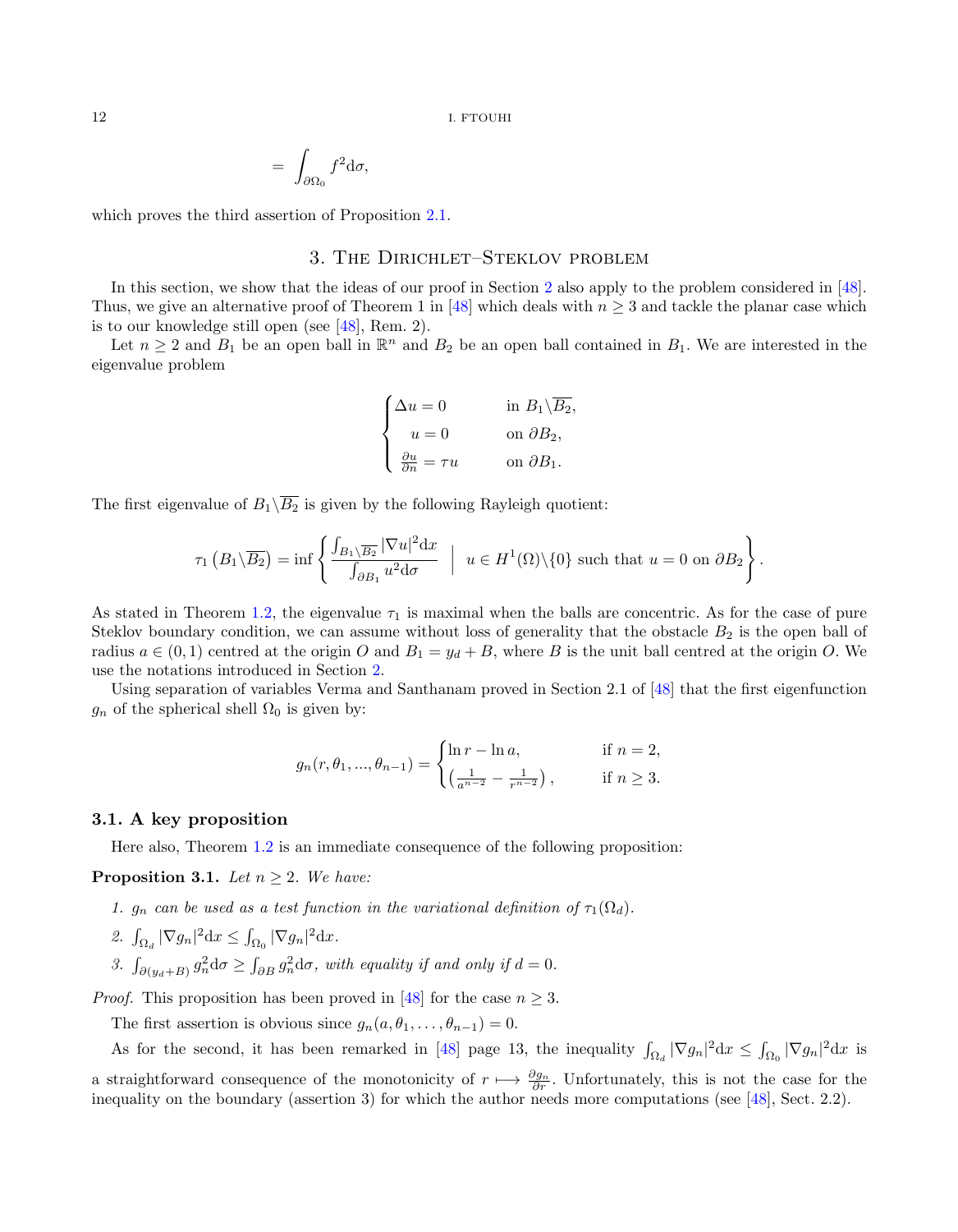$$= \int_{\partial\Omega_0} f^2 \mathrm{d}\sigma,$$

which proves the third assertion of Proposition 2.1.

## 3. The Dirichlet–Steklov problem

In this section, we show that the ideas of our proof in Section 2 also apply to the problem considered in [48]. Thus, we give an alternative proof of Theorem 1 in [48] which deals with $n \geq 3$ and tackle the planar case which is to our knowledge still open (see [48], Rem. 2).

Let $n \geq 2$ and $B_1$ be an open ball in $\mathbb{R}^n$ and $B_2$ be an open ball contained in $B_1$. We are interested in the eigenvalue problem

$$\begin{cases} \Delta u = 0 & \text{in } B_1 \backslash \overline{B_2}, \\ u = 0 & \text{on } \partial B_2, \\ \frac{\partial u}{\partial n} = \tau u & \text{on } \partial B_1. \end{cases}$$

The first eigenvalue of $B_1 \backslash \overline{B_2}$ is given by the following Rayleigh quotient:

$$\tau_1\left(B_1 \backslash \overline{B_2}\right) = \inf\left\{ \frac{\int_{B_1 \backslash \overline{B_2}} |\nabla u|^2 \mathrm{d}x}{\int_{\partial B_1} u^2 \mathrm{d}\sigma} \ \Big| \ u \in H^1(\Omega) \backslash \{0\} \text{ such that } u = 0 \text{ on } \partial B_2 \right\}.$$

As stated in Theorem 1.2, the eigenvalue $\tau_1$ is maximal when the balls are concentric. As for the case of pure Steklov boundary condition, we can assume without loss of generality that the obstacle $B_2$ is the open ball of radius $a \in (0, 1)$ centred at the origin $O$ and $B_1 = y_d + B$, where $B$ is the unit ball centred at the origin $O$. We use the notations introduced in Section 2.

Using separation of variables Verma and Santhanam proved in Section 2.1 of [48] that the first eigenfunction $g_n$ of the spherical shell $\Omega_0$ is given by:

$$g_n(r, \theta_1, ..., \theta_{n-1}) = \begin{cases} \ln r - \ln a, & \text{if } n = 2, \\ \left(\frac{1}{a^{n-2}} - \frac{1}{r^{n-2}}\right), & \text{if } n \geq 3. \end{cases}$$

### 3.1. A key proposition

Here also, Theorem 1.2 is an immediate consequence of the following proposition:

**Proposition 3.1.** *Let $n \geq 2$. We have:*

1. *$g_n$ can be used as a test function in the variational definition of $\tau_1(\Omega_d)$.*
2. *$\int_{\Omega_d} |\nabla g_n|^2 \mathrm{d}x \leq \int_{\Omega_0} |\nabla g_n|^2 \mathrm{d}x$.*
3. *$\int_{\partial(y_d+B)} g_n^2 \mathrm{d}\sigma \geq \int_{\partial B} g_n^2 \mathrm{d}\sigma$, with equality if and only if $d = 0$.*

*Proof.* This proposition has been proved in [48] for the case $n \geq 3$.

The first assertion is obvious since $g_n(a, \theta_1, \ldots, \theta_{n-1}) = 0$.

As for the second, it has been remarked in [48] page 13, the inequality $\int_{\Omega_d} |\nabla g_n|^2 \mathrm{d}x \leq \int_{\Omega_0} |\nabla g_n|^2 \mathrm{d}x$ is a straightforward consequence of the monotonicity of $r \longmapsto \frac{\partial g_n}{\partial r}$. Unfortunately, this is not the case for the inequality on the boundary (assertion 3) for which the author needs more computations (see [48], Sect. 2.2).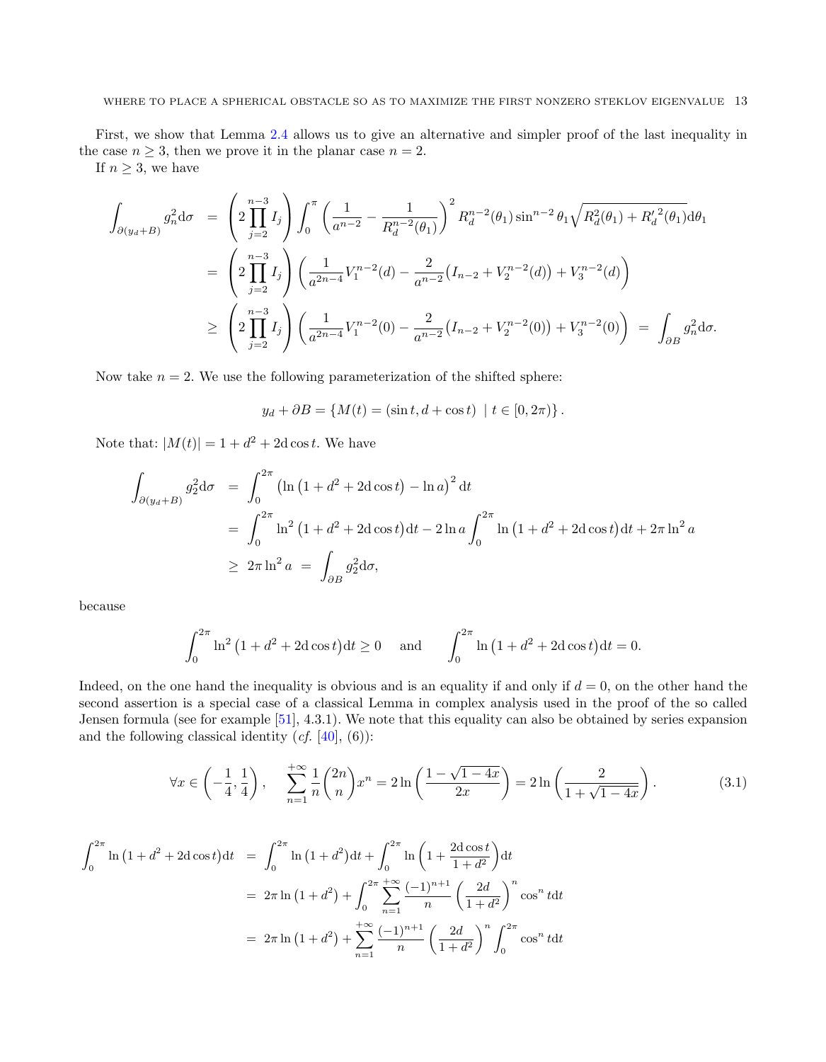First, we show that Lemma 2.4 allows us to give an alternative and simpler proof of the last inequality in the case $n \geq 3$, then we prove it in the planar case $n = 2$.

If $n \geq 3$, we have

$$
\begin{aligned}
\int_{\partial(y_d+B)} g_n^2 \mathrm{d}\sigma &= \left(2\prod_{j=2}^{n-3} I_j\right) \int_0^\pi \left(\frac{1}{a^{n-2}} - \frac{1}{R_d^{n-2}(\theta_1)}\right)^2 R_d^{n-2}(\theta_1)\sin^{n-2}\theta_1 \sqrt{R_d^2(\theta_1) + {R_d'}^2(\theta_1)}\mathrm{d}\theta_1 \\
&= \left(2\prod_{j=2}^{n-3} I_j\right)\left(\frac{1}{a^{2n-4}}V_1^{n-2}(d) - \frac{2}{a^{n-2}}\big(I_{n-2} + V_2^{n-2}(d)\big) + V_3^{n-2}(d)\right) \\
&\geq \left(2\prod_{j=2}^{n-3} I_j\right)\left(\frac{1}{a^{2n-4}}V_1^{n-2}(0) - \frac{2}{a^{n-2}}\big(I_{n-2} + V_2^{n-2}(0)\big) + V_3^{n-2}(0)\right) \;=\; \int_{\partial B} g_n^2 \mathrm{d}\sigma.
\end{aligned}
$$

Now take $n = 2$. We use the following parameterization of the shifted sphere:

$$
y_d + \partial B = \left\{ M(t) = (\sin t, d + \cos t) \;\mid\; t \in [0, 2\pi) \right\}.
$$

Note that: $|M(t)| = 1 + d^2 + 2d\cos t$. We have

$$
\begin{aligned}
\int_{\partial(y_d+B)} g_2^2 \mathrm{d}\sigma &= \int_0^{2\pi} \left(\ln\left(1 + d^2 + 2d\cos t\right) - \ln a\right)^2 \mathrm{d}t \\
&= \int_0^{2\pi} \ln^2\left(1 + d^2 + 2d\cos t\right)\mathrm{d}t - 2\ln a \int_0^{2\pi} \ln\left(1 + d^2 + 2d\cos t\right)\mathrm{d}t + 2\pi\ln^2 a \\
&\geq 2\pi\ln^2 a \;=\; \int_{\partial B} g_2^2 \mathrm{d}\sigma,
\end{aligned}
$$

because

$$
\int_0^{2\pi} \ln^2\left(1 + d^2 + 2d\cos t\right)\mathrm{d}t \geq 0 \quad \text{ and } \quad \int_0^{2\pi} \ln\left(1 + d^2 + 2d\cos t\right)\mathrm{d}t = 0.
$$

Indeed, on the one hand the inequality is obvious and is an equality if and only if $d = 0$, on the other hand the second assertion is a special case of a classical Lemma in complex analysis used in the proof of the so called Jensen formula (see for example [51], 4.3.1). We note that this equality can also be obtained by series expansion and the following classical identity (*cf.* [40], (6)):

$$
\forall x \in \left(-\frac{1}{4}, \frac{1}{4}\right), \quad \sum_{n=1}^{+\infty} \frac{1}{n}\binom{2n}{n} x^n = 2\ln\left(\frac{1-\sqrt{1-4x}}{2x}\right) = 2\ln\left(\frac{2}{1+\sqrt{1-4x}}\right). \tag{3.1}
$$

$$
\begin{aligned}
\int_0^{2\pi} \ln\left(1 + d^2 + 2d\cos t\right)\mathrm{d}t &= \int_0^{2\pi} \ln\left(1 + d^2\right)\mathrm{d}t + \int_0^{2\pi} \ln\left(1 + \frac{2d\cos t}{1+d^2}\right)\mathrm{d}t \\
&= 2\pi\ln\left(1 + d^2\right) + \int_0^{2\pi} \sum_{n=1}^{+\infty} \frac{(-1)^{n+1}}{n}\left(\frac{2d}{1+d^2}\right)^n \cos^n t\mathrm{d}t \\
&= 2\pi\ln\left(1 + d^2\right) + \sum_{n=1}^{+\infty} \frac{(-1)^{n+1}}{n}\left(\frac{2d}{1+d^2}\right)^n \int_0^{2\pi} \cos^n t\mathrm{d}t
\end{aligned}
$$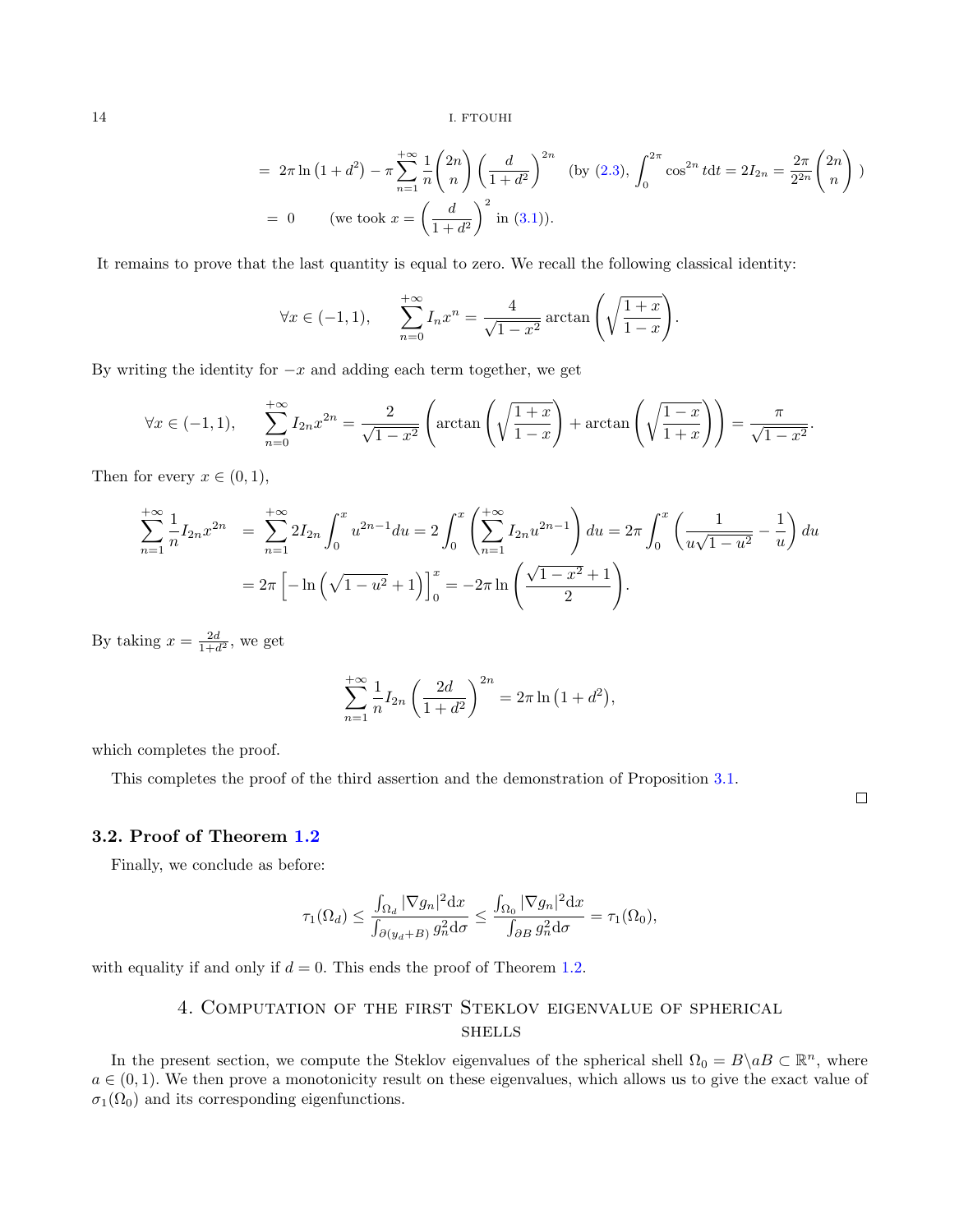$$
\begin{aligned}
&= 2\pi \ln\left(1+d^2\right) - \pi \sum_{n=1}^{+\infty} \frac{1}{n}\binom{2n}{n}\left(\frac{d}{1+d^2}\right)^{2n} \quad \left(\text{by (2.3)}, \int_0^{2\pi} \cos^{2n} t \mathrm{d}t = 2I_{2n} = \frac{2\pi}{2^{2n}}\binom{2n}{n}\right) \\
&= 0 \qquad \left(\text{we took } x = \left(\frac{d}{1+d^2}\right)^2 \text{ in (3.1)}\right).
\end{aligned}
$$

It remains to prove that the last quantity is equal to zero. We recall the following classical identity:

$$
\forall x \in (-1,1), \qquad \sum_{n=0}^{+\infty} I_n x^n = \frac{4}{\sqrt{1-x^2}} \arctan\left(\sqrt{\frac{1+x}{1-x}}\right).
$$

By writing the identity for $-x$ and adding each term together, we get

$$
\forall x \in (-1,1), \qquad \sum_{n=0}^{+\infty} I_{2n} x^{2n} = \frac{2}{\sqrt{1-x^2}}\left(\arctan\left(\sqrt{\frac{1+x}{1-x}}\right) + \arctan\left(\sqrt{\frac{1-x}{1+x}}\right)\right) = \frac{\pi}{\sqrt{1-x^2}}.
$$

Then for every $x \in (0,1)$,

$$
\begin{aligned}
\sum_{n=1}^{+\infty} \frac{1}{n} I_{2n} x^{2n} &= \sum_{n=1}^{+\infty} 2I_{2n} \int_0^x u^{2n-1} du = 2\int_0^x \left(\sum_{n=1}^{+\infty} I_{2n} u^{2n-1}\right) du = 2\pi \int_0^x \left(\frac{1}{u\sqrt{1-u^2}} - \frac{1}{u}\right) du \\
&= 2\pi \left[-\ln\left(\sqrt{1-u^2}+1\right)\right]_0^x = -2\pi \ln\left(\frac{\sqrt{1-x^2}+1}{2}\right).
\end{aligned}
$$

By taking $x = \frac{2d}{1+d^2}$, we get

$$
\sum_{n=1}^{+\infty} \frac{1}{n} I_{2n} \left(\frac{2d}{1+d^2}\right)^{2n} = 2\pi \ln\left(1+d^2\right),
$$

which completes the proof.

This completes the proof of the third assertion and the demonstration of Proposition 3.1.

□

### 3.2. Proof of Theorem 1.2

Finally, we conclude as before:

$$
\tau_1(\Omega_d) \leq \frac{\int_{\Omega_d} |\nabla g_n|^2 \mathrm{d}x}{\int_{\partial(y_d+B)} g_n^2 \mathrm{d}\sigma} \leq \frac{\int_{\Omega_0} |\nabla g_n|^2 \mathrm{d}x}{\int_{\partial B} g_n^2 \mathrm{d}\sigma} = \tau_1(\Omega_0),
$$

with equality if and only if $d = 0$. This ends the proof of Theorem 1.2.

## 4. Computation of the first Steklov eigenvalue of spherical shells

In the present section, we compute the Steklov eigenvalues of the spherical shell $\Omega_0 = B \backslash aB \subset \mathbb{R}^n$, where $a \in (0,1)$. We then prove a monotonicity result on these eigenvalues, which allows us to give the exact value of $\sigma_1(\Omega_0)$ and its corresponding eigenfunctions.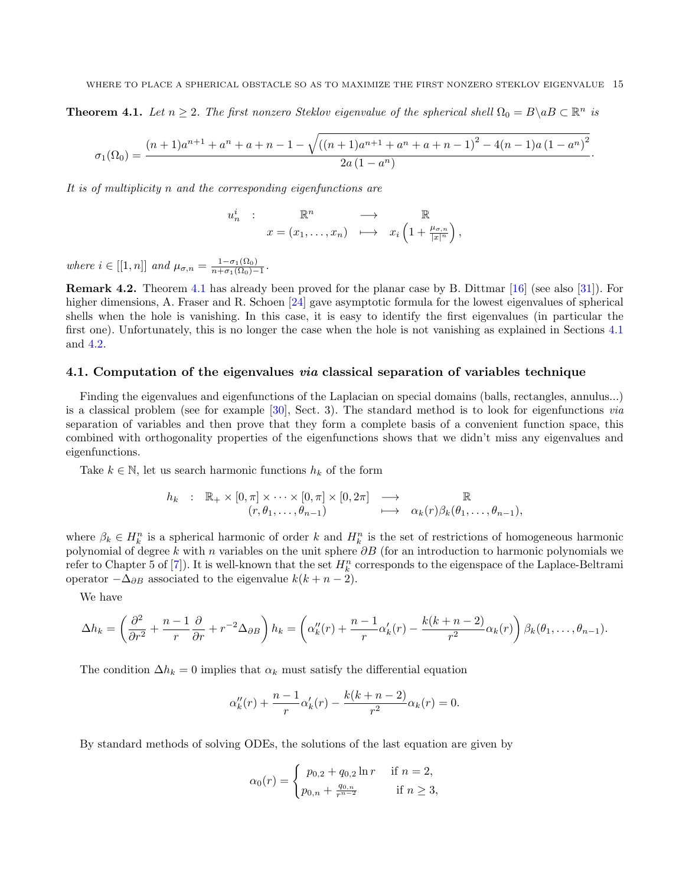**Theorem 4.1.** *Let $n \geq 2$. The first nonzero Steklov eigenvalue of the spherical shell $\Omega_0 = B\backslash aB \subset \mathbb{R}^n$ is*

$$\sigma_1(\Omega_0) = \frac{(n+1)a^{n+1} + a^n + a + n - 1 - \sqrt{\left((n+1)a^{n+1} + a^n + a + n - 1\right)^2 - 4(n-1)a\left(1-a^n\right)^2}}{2a\left(1-a^n\right)}.$$

*It is of multiplicity $n$ and the corresponding eigenfunctions are*

$$\begin{array}{cccc} u_n^i & : & \mathbb{R}^n & \longrightarrow & \mathbb{R} \\ & & x = (x_1, \dots, x_n) & \longmapsto & x_i \left(1 + \frac{\mu_{\sigma,n}}{|x|^n}\right), \end{array}$$

*where $i \in [[1, n]]$ and $\mu_{\sigma,n} = \frac{1-\sigma_1(\Omega_0)}{n+\sigma_1(\Omega_0)-1}$.*

**Remark 4.2.** Theorem 4.1 has already been proved for the planar case by B. Dittmar [16] (see also [31]). For higher dimensions, A. Fraser and R. Schoen [24] gave asymptotic formula for the lowest eigenvalues of spherical shells when the hole is vanishing. In this case, it is easy to identify the first eigenvalues (in particular the first one). Unfortunately, this is no longer the case when the hole is not vanishing as explained in Sections 4.1 and 4.2.

### 4.1. Computation of the eigenvalues *via* classical separation of variables technique

Finding the eigenvalues and eigenfunctions of the Laplacian on special domains (balls, rectangles, annulus...) is a classical problem (see for example [30], Sect. 3). The standard method is to look for eigenfunctions *via* separation of variables and then prove that they form a complete basis of a convenient function space, this combined with orthogonality properties of the eigenfunctions shows that we didn't miss any eigenvalues and eigenfunctions.

Take $k \in \mathbb{N}$, let us search harmonic functions $h_k$ of the form

$$\begin{array}{cccc} h_k & : & \mathbb{R}_+ \times [0,\pi] \times \cdots \times [0,\pi] \times [0, 2\pi] & \longrightarrow & \mathbb{R} \\ & & (r, \theta_1, \dots, \theta_{n-1}) & \longmapsto & \alpha_k(r)\beta_k(\theta_1, \dots, \theta_{n-1}), \end{array}$$

where $\beta_k \in H_k^n$ is a spherical harmonic of order $k$ and $H_k^n$ is the set of restrictions of homogeneous harmonic polynomial of degree $k$ with $n$ variables on the unit sphere $\partial B$ (for an introduction to harmonic polynomials we refer to Chapter 5 of [7]). It is well-known that the set $H_k^n$ corresponds to the eigenspace of the Laplace-Beltrami operator $-\Delta_{\partial B}$ associated to the eigenvalue $k(k+n-2)$.

We have

$$\Delta h_k = \left(\frac{\partial^2}{\partial r^2} + \frac{n-1}{r}\frac{\partial}{\partial r} + r^{-2}\Delta_{\partial B}\right) h_k = \left(\alpha_k''(r) + \frac{n-1}{r}\alpha_k'(r) - \frac{k(k+n-2)}{r^2}\alpha_k(r)\right)\beta_k(\theta_1, \dots, \theta_{n-1}).$$

The condition $\Delta h_k = 0$ implies that $\alpha_k$ must satisfy the differential equation

$$\alpha_k''(r) + \frac{n-1}{r}\alpha_k'(r) - \frac{k(k+n-2)}{r^2}\alpha_k(r) = 0.$$

By standard methods of solving ODEs, the solutions of the last equation are given by

$$\alpha_0(r) = \begin{cases} p_{0,2} + q_{0,2}\ln r & \text{if } n = 2, \\ p_{0,n} + \frac{q_{0,n}}{r^{n-2}} & \text{if } n \geq 3, \end{cases}$$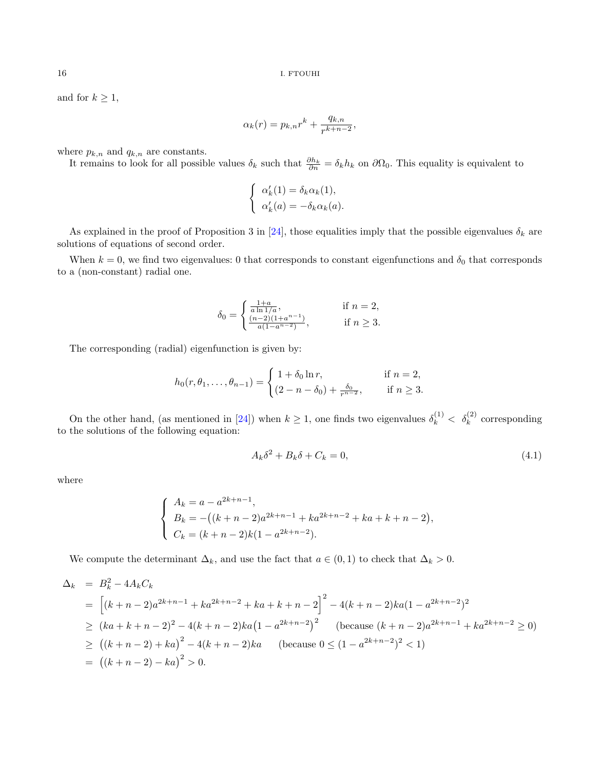and for $k \geq 1$,

$$\alpha_k(r) = p_{k,n} r^k + \frac{q_{k,n}}{r^{k+n-2}},$$

where $p_{k,n}$ and $q_{k,n}$ are constants.

It remains to look for all possible values $\delta_k$ such that $\frac{\partial h_k}{\partial n} = \delta_k h_k$ on $\partial\Omega_0$. This equality is equivalent to

$$\begin{cases} \alpha_k'(1) = \delta_k \alpha_k(1), \\ \alpha_k'(a) = -\delta_k \alpha_k(a). \end{cases}$$

As explained in the proof of Proposition 3 in [24], those equalities imply that the possible eigenvalues $\delta_k$ are solutions of equations of second order.

When $k = 0$, we find two eigenvalues: 0 that corresponds to constant eigenfunctions and $\delta_0$ that corresponds to a (non-constant) radial one.

$$\delta_0 = \begin{cases} \frac{1+a}{a \ln 1/a}, & \text{if } n = 2, \\ \frac{(n-2)(1+a^{n-1})}{a(1-a^{n-2})}, & \text{if } n \geq 3. \end{cases}$$

The corresponding (radial) eigenfunction is given by:

$$h_0(r, \theta_1, \dots, \theta_{n-1}) = \begin{cases} 1 + \delta_0 \ln r, & \text{if } n = 2, \\ (2 - n - \delta_0) + \frac{\delta_0}{r^{n-2}}, & \text{if } n \geq 3. \end{cases}$$

On the other hand, (as mentioned in [24]) when $k \geq 1$, one finds two eigenvalues $\delta_k^{(1)} < \delta_k^{(2)}$ corresponding to the solutions of the following equation:

$$A_k \delta^2 + B_k \delta + C_k = 0, \tag{4.1}$$

where

$$\begin{cases} A_k = a - a^{2k+n-1}, \\ B_k = -\big((k+n-2)a^{2k+n-1} + ka^{2k+n-2} + ka + k + n - 2\big), \\ C_k = (k+n-2)k(1 - a^{2k+n-2}). \end{cases}$$

We compute the determinant $\Delta_k$, and use the fact that $a \in (0,1)$ to check that $\Delta_k > 0$.

$$\begin{aligned}
\Delta_k &= B_k^2 - 4A_k C_k \\
&= \Big[(k+n-2)a^{2k+n-1} + ka^{2k+n-2} + ka + k + n - 2\Big]^2 - 4(k+n-2)ka(1 - a^{2k+n-2})^2 \\
&\geq (ka + k + n - 2)^2 - 4(k+n-2)ka\big(1 - a^{2k+n-2}\big)^2 \qquad (\text{because } (k+n-2)a^{2k+n-1} + ka^{2k+n-2} \geq 0) \\
&\geq \big((k+n-2) + ka\big)^2 - 4(k+n-2)ka \qquad (\text{because } 0 \leq (1 - a^{2k+n-2})^2 < 1) \\
&= \big((k+n-2) - ka\big)^2 > 0.
\end{aligned}$$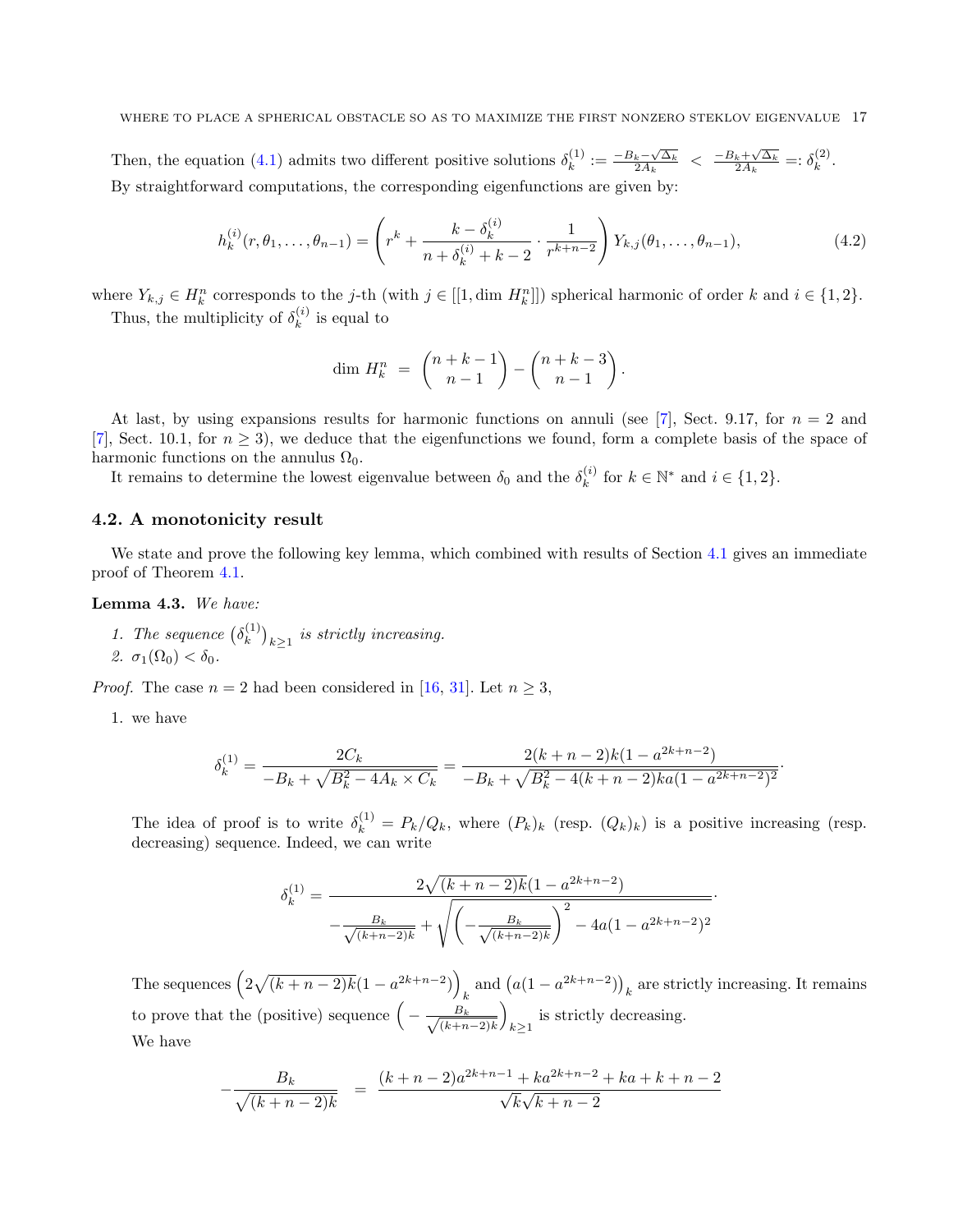Then, the equation (4.1) admits two different positive solutions $\delta_k^{(1)} := \frac{-B_k - \sqrt{\Delta_k}}{2A_k} < \frac{-B_k + \sqrt{\Delta_k}}{2A_k} =: \delta_k^{(2)}$.

By straightforward computations, the corresponding eigenfunctions are given by:

$$h_k^{(i)}(r, \theta_1, \ldots, \theta_{n-1}) = \left( r^k + \frac{k - \delta_k^{(i)}}{n + \delta_k^{(i)} + k - 2} \cdot \frac{1}{r^{k+n-2}} \right) Y_{k,j}(\theta_1, \ldots, \theta_{n-1}), \tag{4.2}$$

where $Y_{k,j} \in H_k^n$ corresponds to the $j$-th (with $j \in [[1, \dim H_k^n]]$) spherical harmonic of order $k$ and $i \in \{1, 2\}$.

Thus, the multiplicity of $\delta_k^{(i)}$ is equal to

$$\dim H_k^n = \binom{n+k-1}{n-1} - \binom{n+k-3}{n-1}.$$

At last, by using expansions results for harmonic functions on annuli (see [7], Sect. 9.17, for $n = 2$ and [7], Sect. 10.1, for $n \geq 3$), we deduce that the eigenfunctions we found, form a complete basis of the space of harmonic functions on the annulus $\Omega_0$.

It remains to determine the lowest eigenvalue between $\delta_0$ and the $\delta_k^{(i)}$ for $k \in \mathbb{N}^*$ and $i \in \{1, 2\}$.

## 4.2. A monotonicity result

We state and prove the following key lemma, which combined with results of Section 4.1 gives an immediate proof of Theorem 4.1.

**Lemma 4.3.** *We have:*

1. *The sequence $\left(\delta_k^{(1)}\right)_{k \geq 1}$ is strictly increasing.*
2. *$\sigma_1(\Omega_0) < \delta_0$.*

*Proof.* The case $n = 2$ had been considered in [16, 31]. Let $n \geq 3$,

1. we have

$$\delta_k^{(1)} = \frac{2C_k}{-B_k + \sqrt{B_k^2 - 4A_k \times C_k}} = \frac{2(k+n-2)k(1 - a^{2k+n-2})}{-B_k + \sqrt{B_k^2 - 4(k+n-2)ka(1 - a^{2k+n-2})^2}}.$$

The idea of proof is to write $\delta_k^{(1)} = P_k/Q_k$, where $(P_k)_k$ (resp. $(Q_k)_k$) is a positive increasing (resp. decreasing) sequence. Indeed, we can write

$$\delta_k^{(1)} = \frac{2\sqrt{(k+n-2)k}(1 - a^{2k+n-2})}{-\frac{B_k}{\sqrt{(k+n-2)k}} + \sqrt{\left(-\frac{B_k}{\sqrt{(k+n-2)k}}\right)^2 - 4a(1 - a^{2k+n-2})^2}}.$$

The sequences $\left(2\sqrt{(k+n-2)k}(1 - a^{2k+n-2})\right)_k$ and $\left(a(1 - a^{2k+n-2})\right)_k$ are strictly increasing. It remains to prove that the (positive) sequence $\left(-\frac{B_k}{\sqrt{(k+n-2)k}}\right)_{k \geq 1}$ is strictly decreasing.

We have

$$-\frac{B_k}{\sqrt{(k+n-2)k}} = \frac{(k+n-2)a^{2k+n-1} + ka^{2k+n-2} + ka + k + n - 2}{\sqrt{k}\sqrt{k+n-2}}$$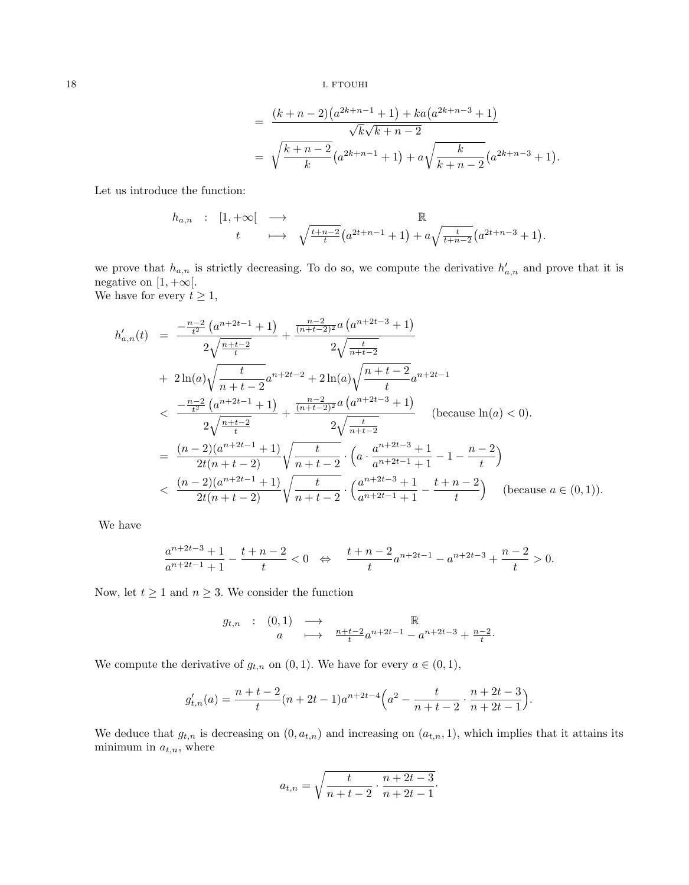$$
\begin{aligned}
&= \frac{(k+n-2)\big(a^{2k+n-1}+1\big)+ka\big(a^{2k+n-3}+1\big)}{\sqrt{k}\sqrt{k+n-2}}\\
&= \sqrt{\frac{k+n-2}{k}}\big(a^{2k+n-1}+1\big)+a\sqrt{\frac{k}{k+n-2}}\big(a^{2k+n-3}+1\big).
\end{aligned}
$$

Let us introduce the function:

$$
\begin{array}{rccc}
h_{a,n} & : & [1,+\infty[ & \longrightarrow & \mathbb{R}\\
 & & t & \longmapsto & \sqrt{\frac{t+n-2}{t}}\big(a^{2t+n-1}+1\big)+a\sqrt{\frac{t}{t+n-2}}\big(a^{2t+n-3}+1\big).
\end{array}
$$

we prove that $h_{a,n}$ is strictly decreasing. To do so, we compute the derivative $h'_{a,n}$ and prove that it is negative on $[1,+\infty[$.

We have for every $t\geq 1$,

$$
\begin{aligned}
h'_{a,n}(t) &= \frac{-\frac{n-2}{t^2}\left(a^{n+2t-1}+1\right)}{2\sqrt{\frac{n+t-2}{t}}}+\frac{\frac{n-2}{(n+t-2)^2}a\left(a^{n+2t-3}+1\right)}{2\sqrt{\frac{t}{n+t-2}}}\\
&\quad+\ 2\ln(a)\sqrt{\frac{t}{n+t-2}}a^{n+2t-2}+2\ln(a)\sqrt{\frac{n+t-2}{t}}a^{n+2t-1}\\
&< \frac{-\frac{n-2}{t^2}\left(a^{n+2t-1}+1\right)}{2\sqrt{\frac{n+t-2}{t}}}+\frac{\frac{n-2}{(n+t-2)^2}a\left(a^{n+2t-3}+1\right)}{2\sqrt{\frac{t}{n+t-2}}} \qquad \text{(because } \ln(a)<0\text{).}\\
&= \frac{(n-2)(a^{n+2t-1}+1)}{2t(n+t-2)}\sqrt{\frac{t}{n+t-2}}\cdot\Big(a\cdot\frac{a^{n+2t-3}+1}{a^{n+2t-1}+1}-1-\frac{n-2}{t}\Big)\\
&< \frac{(n-2)(a^{n+2t-1}+1)}{2t(n+t-2)}\sqrt{\frac{t}{n+t-2}}\cdot\Big(\frac{a^{n+2t-3}+1}{a^{n+2t-1}+1}-\frac{t+n-2}{t}\Big) \qquad \text{(because } a\in(0,1)\text{).}
\end{aligned}
$$

We have

$$
\frac{a^{n+2t-3}+1}{a^{n+2t-1}+1}-\frac{t+n-2}{t}<0 \quad\Leftrightarrow\quad \frac{t+n-2}{t}a^{n+2t-1}-a^{n+2t-3}+\frac{n-2}{t}>0.
$$

Now, let $t\geq 1$ and $n\geq 3$. We consider the function

$$
\begin{array}{rccc}
g_{t,n} & : & (0,1) & \longrightarrow & \mathbb{R}\\
 & & a & \longmapsto & \frac{n+t-2}{t}a^{n+2t-1}-a^{n+2t-3}+\frac{n-2}{t}.
\end{array}
$$

We compute the derivative of $g_{t,n}$ on $(0,1)$. We have for every $a\in(0,1)$,

$$
g'_{t,n}(a)=\frac{n+t-2}{t}(n+2t-1)a^{n+2t-4}\Big(a^2-\frac{t}{n+t-2}\cdot\frac{n+2t-3}{n+2t-1}\Big).
$$

We deduce that $g_{t,n}$ is decreasing on $(0,a_{t,n})$ and increasing on $(a_{t,n},1)$, which implies that it attains its minimum in $a_{t,n}$, where

$$
a_{t,n}=\sqrt{\frac{t}{n+t-2}\cdot\frac{n+2t-3}{n+2t-1}}.
$$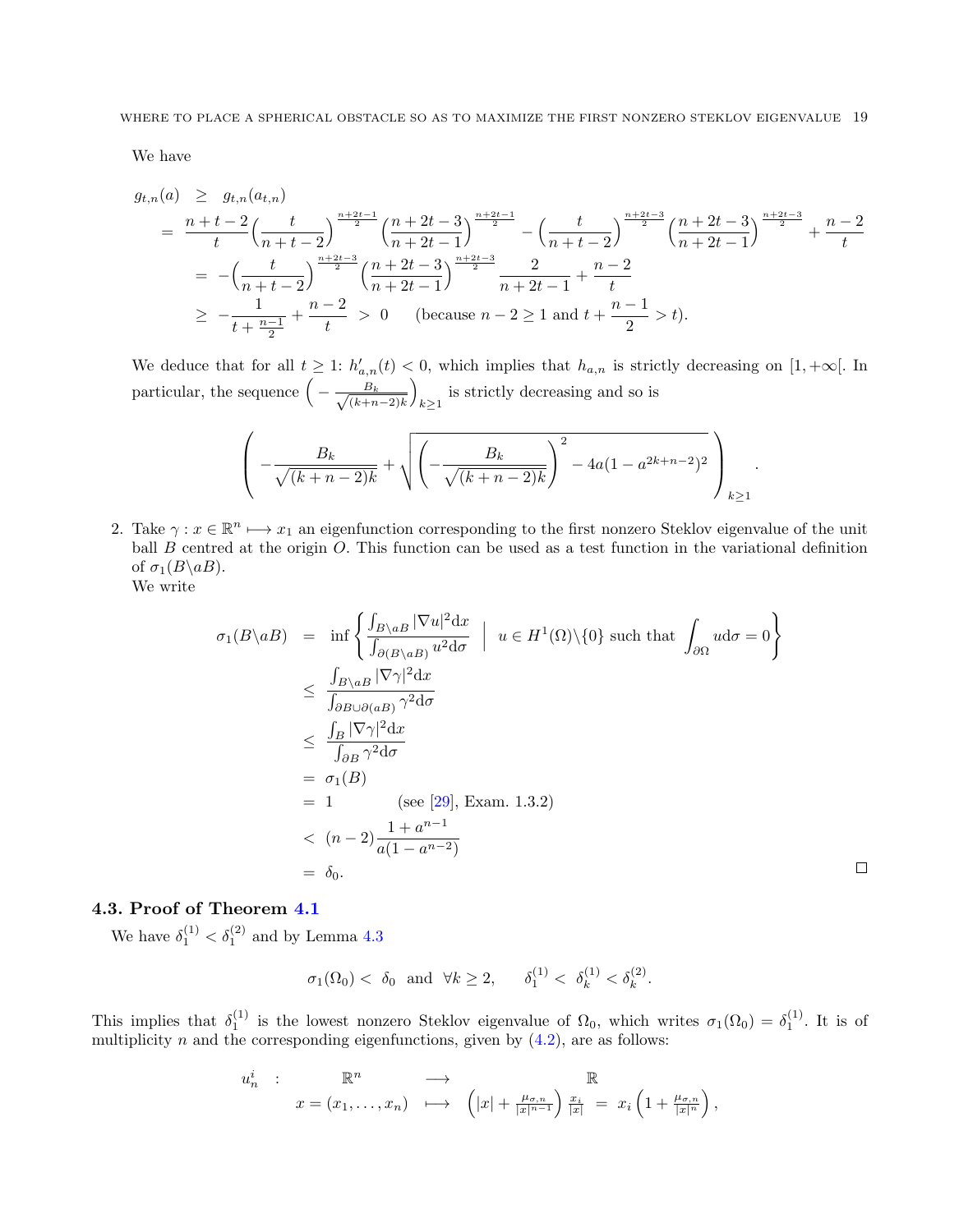We have

$$
\begin{aligned}
g_{t,n}(a) &\geq g_{t,n}(a_{t,n}) \\
&= \frac{n+t-2}{t}\Big(\frac{t}{n+t-2}\Big)^{\frac{n+2t-1}{2}}\Big(\frac{n+2t-3}{n+2t-1}\Big)^{\frac{n+2t-1}{2}} - \Big(\frac{t}{n+t-2}\Big)^{\frac{n+2t-3}{2}}\Big(\frac{n+2t-3}{n+2t-1}\Big)^{\frac{n+2t-3}{2}} + \frac{n-2}{t} \\
&= -\Big(\frac{t}{n+t-2}\Big)^{\frac{n+2t-3}{2}}\Big(\frac{n+2t-3}{n+2t-1}\Big)^{\frac{n+2t-3}{2}}\frac{2}{n+2t-1} + \frac{n-2}{t} \\
&\geq -\frac{1}{t+\frac{n-1}{2}} + \frac{n-2}{t} > 0 \qquad (\text{because } n-2 \geq 1 \text{ and } t + \frac{n-1}{2} > t).
\end{aligned}
$$

We deduce that for all $t \geq 1$: $h'_{a,n}(t) < 0$, which implies that $h_{a,n}$ is strictly decreasing on $[1, +\infty[$. In particular, the sequence $\Big(-\frac{B_k}{\sqrt{(k+n-2)k}}\Big)_{k\geq 1}$ is strictly decreasing and so is

$$
\left(-\frac{B_k}{\sqrt{(k+n-2)k}} + \sqrt{\Big(-\frac{B_k}{\sqrt{(k+n-2)k}}\Big)^2 - 4a(1-a^{2k+n-2})^2}\right)_{k\geq 1}.
$$

2. Take $\gamma : x \in \mathbb{R}^n \longmapsto x_1$ an eigenfunction corresponding to the first nonzero Steklov eigenvalue of the unit ball $B$ centred at the origin $O$. This function can be used as a test function in the variational definition of $\sigma_1(B\backslash aB)$.
We write

$$
\begin{aligned}
\sigma_1(B\backslash aB) &= \inf\left\{\frac{\int_{B\backslash aB}|\nabla u|^2 \mathrm{d}x}{\int_{\partial(B\backslash aB)} u^2 \mathrm{d}\sigma} \;\middle|\; u \in H^1(\Omega)\backslash\{0\} \text{ such that } \int_{\partial\Omega} u \mathrm{d}\sigma = 0\right\} \\
&\leq \frac{\int_{B\backslash aB}|\nabla \gamma|^2 \mathrm{d}x}{\int_{\partial B\cup\partial(aB)} \gamma^2 \mathrm{d}\sigma} \\
&\leq \frac{\int_{B}|\nabla \gamma|^2 \mathrm{d}x}{\int_{\partial B} \gamma^2 \mathrm{d}\sigma} \\
&= \sigma_1(B) \\
&= 1 \qquad\qquad (\text{see [29], Exam. 1.3.2}) \\
&< (n-2)\frac{1+a^{n-1}}{a(1-a^{n-2})} \\
&= \delta_0.
\end{aligned}
$$

□

### 4.3. Proof of Theorem 4.1

We have $\delta_1^{(1)} < \delta_1^{(2)}$ and by Lemma 4.3

$$
\sigma_1(\Omega_0) < \delta_0 \quad \text{and} \quad \forall k \geq 2, \qquad \delta_1^{(1)} < \delta_k^{(1)} < \delta_k^{(2)}.
$$

This implies that $\delta_1^{(1)}$ is the lowest nonzero Steklov eigenvalue of $\Omega_0$, which writes $\sigma_1(\Omega_0) = \delta_1^{(1)}$. It is of multiplicity $n$ and the corresponding eigenfunctions, given by (4.2), are as follows:

$$
\begin{aligned}
u_n^i \quad : \quad & \mathbb{R}^n \longrightarrow \mathbb{R} \\
& x = (x_1, \ldots, x_n) \longmapsto \Big(|x| + \frac{\mu_{\sigma,n}}{|x|^{n-1}}\Big)\frac{x_i}{|x|} = x_i\Big(1 + \frac{\mu_{\sigma,n}}{|x|^n}\Big),
\end{aligned}
$$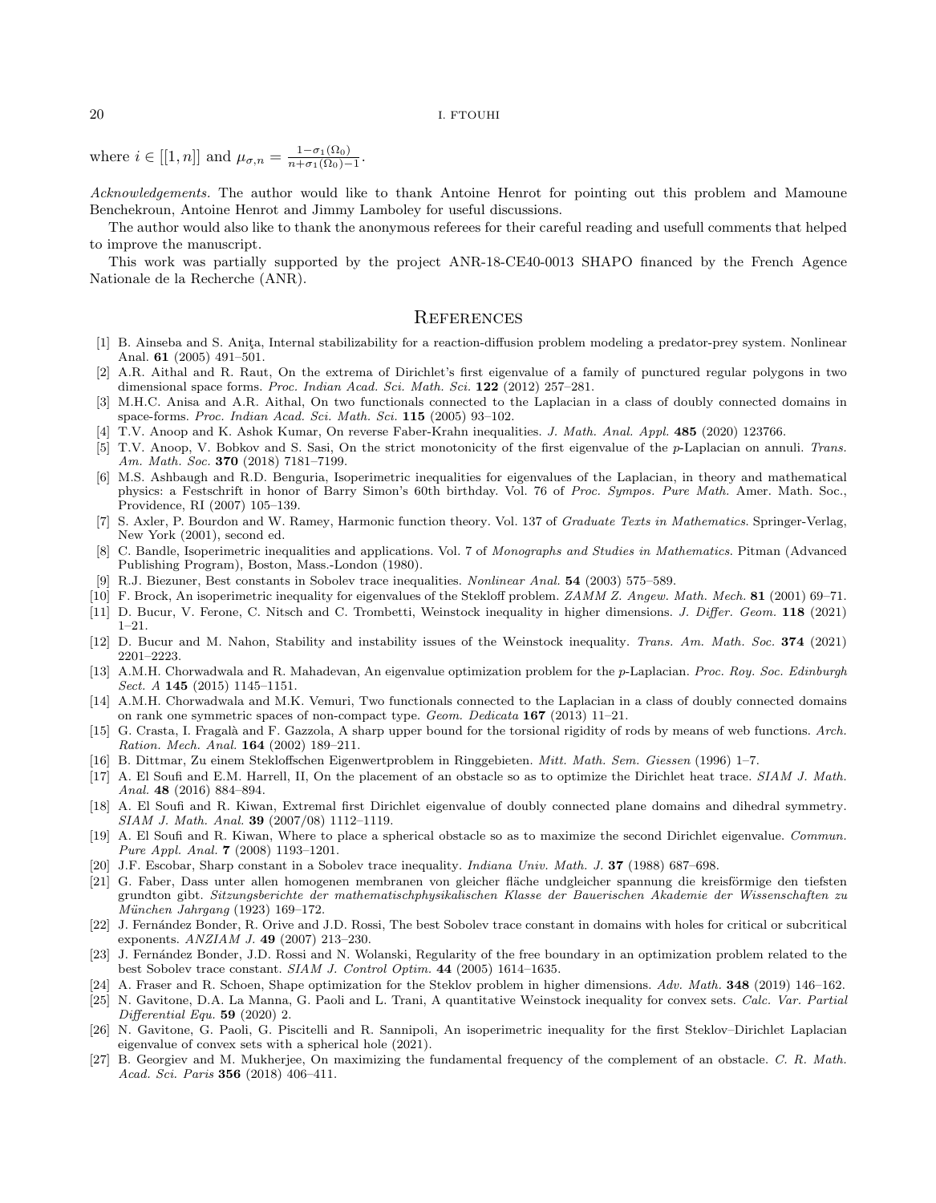where $i \in [[1, n]]$ and $\mu_{\sigma,n} = \frac{1-\sigma_1(\Omega_0)}{n+\sigma_1(\Omega_0)-1}$.

*Acknowledgements.* The author would like to thank Antoine Henrot for pointing out this problem and Mamoune Benchekroun, Antoine Henrot and Jimmy Lamboley for useful discussions.

The author would also like to thank the anonymous referees for their careful reading and usefull comments that helped to improve the manuscript.

This work was partially supported by the project ANR-18-CE40-0013 SHAPO financed by the French Agence Nationale de la Recherche (ANR).

## References

[1] B. Ainseba and S. Aniţa, Internal stabilizability for a reaction-diffusion problem modeling a predator-prey system. Nonlinear Anal. **61** (2005) 491–501.

[2] A.R. Aithal and R. Raut, On the extrema of Dirichlet's first eigenvalue of a family of punctured regular polygons in two dimensional space forms. *Proc. Indian Acad. Sci. Math. Sci.* **122** (2012) 257–281.

[3] M.H.C. Anisa and A.R. Aithal, On two functionals connected to the Laplacian in a class of doubly connected domains in space-forms. *Proc. Indian Acad. Sci. Math. Sci.* **115** (2005) 93–102.

[4] T.V. Anoop and K. Ashok Kumar, On reverse Faber-Krahn inequalities. *J. Math. Anal. Appl.* **485** (2020) 123766.

[5] T.V. Anoop, V. Bobkov and S. Sasi, On the strict monotonicity of the first eigenvalue of the $p$-Laplacian on annuli. *Trans. Am. Math. Soc.* **370** (2018) 7181–7199.

[6] M.S. Ashbaugh and R.D. Benguria, Isoperimetric inequalities for eigenvalues of the Laplacian, in theory and mathematical physics: a Festschrift in honor of Barry Simon's 60th birthday. Vol. 76 of *Proc. Sympos. Pure Math.* Amer. Math. Soc., Providence, RI (2007) 105–139.

[7] S. Axler, P. Bourdon and W. Ramey, Harmonic function theory. Vol. 137 of *Graduate Texts in Mathematics*. Springer-Verlag, New York (2001), second ed.

[8] C. Bandle, Isoperimetric inequalities and applications. Vol. 7 of *Monographs and Studies in Mathematics*. Pitman (Advanced Publishing Program), Boston, Mass.-London (1980).

[9] R.J. Biezuner, Best constants in Sobolev trace inequalities. *Nonlinear Anal.* **54** (2003) 575–589.

[10] F. Brock, An isoperimetric inequality for eigenvalues of the Stekloff problem. *ZAMM Z. Angew. Math. Mech.* **81** (2001) 69–71.

[11] D. Bucur, V. Ferone, C. Nitsch and C. Trombetti, Weinstock inequality in higher dimensions. *J. Differ. Geom.* **118** (2021) 1–21.

[12] D. Bucur and M. Nahon, Stability and instability issues of the Weinstock inequality. *Trans. Am. Math. Soc.* **374** (2021) 2201–2223.

[13] A.M.H. Chorwadwala and R. Mahadevan, An eigenvalue optimization problem for the $p$-Laplacian. *Proc. Roy. Soc. Edinburgh Sect. A* **145** (2015) 1145–1151.

[14] A.M.H. Chorwadwala and M.K. Vemuri, Two functionals connected to the Laplacian in a class of doubly connected domains on rank one symmetric spaces of non-compact type. *Geom. Dedicata* **167** (2013) 11–21.

[15] G. Crasta, I. Fragalà and F. Gazzola, A sharp upper bound for the torsional rigidity of rods by means of web functions. *Arch. Ration. Mech. Anal.* **164** (2002) 189–211.

[16] B. Dittmar, Zu einem Stekloffschen Eigenwertproblem in Ringgebieten. *Mitt. Math. Sem. Giessen* (1996) 1–7.

[17] A. El Soufi and E.M. Harrell, II, On the placement of an obstacle so as to optimize the Dirichlet heat trace. *SIAM J. Math. Anal.* **48** (2016) 884–894.

[18] A. El Soufi and R. Kiwan, Extremal first Dirichlet eigenvalue of doubly connected plane domains and dihedral symmetry. *SIAM J. Math. Anal.* **39** (2007/08) 1112–1119.

[19] A. El Soufi and R. Kiwan, Where to place a spherical obstacle so as to maximize the second Dirichlet eigenvalue. *Commun. Pure Appl. Anal.* **7** (2008) 1193–1201.

[20] J.F. Escobar, Sharp constant in a Sobolev trace inequality. *Indiana Univ. Math. J.* **37** (1988) 687–698.

[21] G. Faber, Dass unter allen homogenen membranen von gleicher fläche undgleicher spannung die kreisförmige den tiefsten grundton gibt. *Sitzungsberichte der mathematischphysikalischen Klasse der Bauerischen Akademie der Wissenschaften zu München Jahrgang* (1923) 169–172.

[22] J. Fernández Bonder, R. Orive and J.D. Rossi, The best Sobolev trace constant in domains with holes for critical or subcritical exponents. *ANZIAM J.* **49** (2007) 213–230.

[23] J. Fernández Bonder, J.D. Rossi and N. Wolanski, Regularity of the free boundary in an optimization problem related to the best Sobolev trace constant. *SIAM J. Control Optim.* **44** (2005) 1614–1635.

[24] A. Fraser and R. Schoen, Shape optimization for the Steklov problem in higher dimensions. *Adv. Math.* **348** (2019) 146–162.

[25] N. Gavitone, D.A. La Manna, G. Paoli and L. Trani, A quantitative Weinstock inequality for convex sets. *Calc. Var. Partial Differential Equ.* **59** (2020) 2.

[26] N. Gavitone, G. Paoli, G. Piscitelli and R. Sannipoli, An isoperimetric inequality for the first Steklov–Dirichlet Laplacian eigenvalue of convex sets with a spherical hole (2021).

[27] B. Georgiev and M. Mukherjee, On maximizing the fundamental frequency of the complement of an obstacle. *C. R. Math. Acad. Sci. Paris* **356** (2018) 406–411.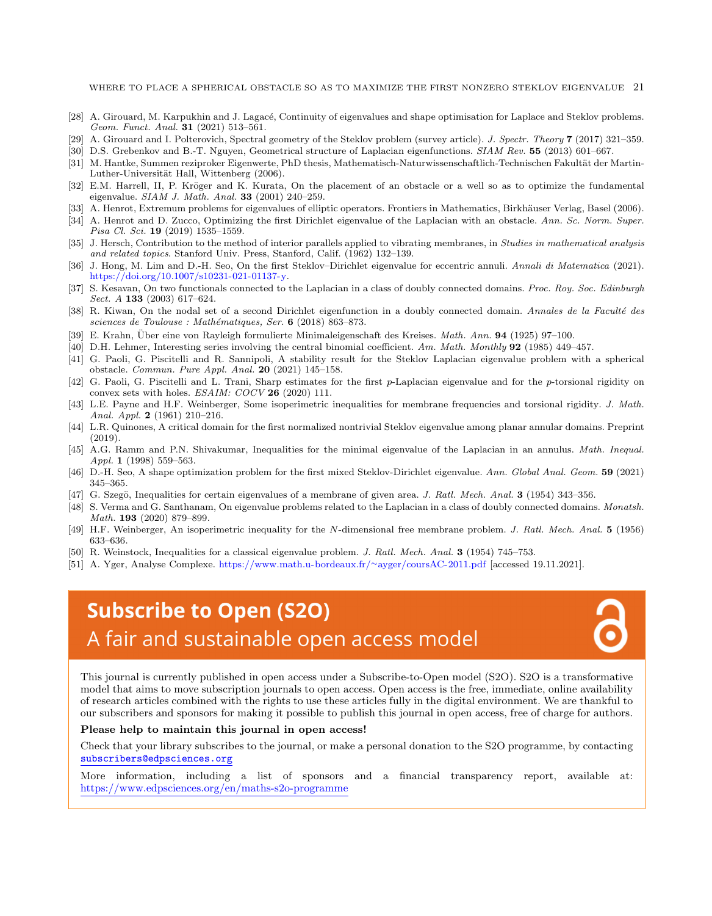[28] A. Girouard, M. Karpukhin and J. Lagacé, Continuity of eigenvalues and shape optimisation for Laplace and Steklov problems. *Geom. Funct. Anal.* **31** (2021) 513–561.

[29] A. Girouard and I. Polterovich, Spectral geometry of the Steklov problem (survey article). *J. Spectr. Theory* **7** (2017) 321–359.

[30] D.S. Grebenkov and B.-T. Nguyen, Geometrical structure of Laplacian eigenfunctions. *SIAM Rev.* **55** (2013) 601–667.

[31] M. Hantke, Summen reziproker Eigenwerte, PhD thesis, Mathematisch-Naturwissenschaftlich-Technischen Fakultät der Martin-Luther-Universität Hall, Wittenberg (2006).

[32] E.M. Harrell, II, P. Kröger and K. Kurata, On the placement of an obstacle or a well so as to optimize the fundamental eigenvalue. *SIAM J. Math. Anal.* **33** (2001) 240–259.

[33] A. Henrot, Extremum problems for eigenvalues of elliptic operators. Frontiers in Mathematics, Birkhäuser Verlag, Basel (2006).

[34] A. Henrot and D. Zucco, Optimizing the first Dirichlet eigenvalue of the Laplacian with an obstacle. *Ann. Sc. Norm. Super. Pisa Cl. Sci.* **19** (2019) 1535–1559.

[35] J. Hersch, Contribution to the method of interior parallels applied to vibrating membranes, in *Studies in mathematical analysis and related topics*. Stanford Univ. Press, Stanford, Calif. (1962) 132–139.

[36] J. Hong, M. Lim and D.-H. Seo, On the first Steklov–Dirichlet eigenvalue for eccentric annuli. *Annali di Matematica* (2021). https://doi.org/10.1007/s10231-021-01137-y.

[37] S. Kesavan, On two functionals connected to the Laplacian in a class of doubly connected domains. *Proc. Roy. Soc. Edinburgh Sect. A* **133** (2003) 617–624.

[38] R. Kiwan, On the nodal set of a second Dirichlet eigenfunction in a doubly connected domain. *Annales de la Faculté des sciences de Toulouse : Mathématiques, Ser.* **6** (2018) 863–873.

[39] E. Krahn, Über eine von Rayleigh formulierte Minimaleigenschaft des Kreises. *Math. Ann.* **94** (1925) 97–100.

[40] D.H. Lehmer, Interesting series involving the central binomial coefficient. *Am. Math. Monthly* **92** (1985) 449–457.

[41] G. Paoli, G. Piscitelli and R. Sannipoli, A stability result for the Steklov Laplacian eigenvalue problem with a spherical obstacle. *Commun. Pure Appl. Anal.* **20** (2021) 145–158.

[42] G. Paoli, G. Piscitelli and L. Trani, Sharp estimates for the first $p$-Laplacian eigenvalue and for the $p$-torsional rigidity on convex sets with holes. *ESAIM: COCV* **26** (2020) 111.

[43] L.E. Payne and H.F. Weinberger, Some isoperimetric inequalities for membrane frequencies and torsional rigidity. *J. Math. Anal. Appl.* **2** (1961) 210–216.

[44] L.R. Quinones, A critical domain for the first normalized nontrivial Steklov eigenvalue among planar annular domains. Preprint (2019).

[45] A.G. Ramm and P.N. Shivakumar, Inequalities for the minimal eigenvalue of the Laplacian in an annulus. *Math. Inequal. Appl.* **1** (1998) 559–563.

[46] D.-H. Seo, A shape optimization problem for the first mixed Steklov-Dirichlet eigenvalue. *Ann. Global Anal. Geom.* **59** (2021) 345–365.

[47] G. Szegö, Inequalities for certain eigenvalues of a membrane of given area. *J. Ratl. Mech. Anal.* **3** (1954) 343–356.

[48] S. Verma and G. Santhanam, On eigenvalue problems related to the Laplacian in a class of doubly connected domains. *Monatsh. Math.* **193** (2020) 879–899.

[49] H.F. Weinberger, An isoperimetric inequality for the $N$-dimensional free membrane problem. *J. Ratl. Mech. Anal.* **5** (1956) 633–636.

[50] R. Weinstock, Inequalities for a classical eigenvalue problem. *J. Ratl. Mech. Anal.* **3** (1954) 745–753.

[51] A. Yger, Analyse Complexe. https://www.math.u-bordeaux.fr/~ayger/coursAC-2011.pdf [accessed 19.11.2021].

## Subscribe to Open (S2O)

A fair and sustainable open access model

This journal is currently published in open access under a Subscribe-to-Open model (S2O). S2O is a transformative model that aims to move subscription journals to open access. Open access is the free, immediate, online availability of research articles combined with the rights to use these articles fully in the digital environment. We are thankful to our subscribers and sponsors for making it possible to publish this journal in open access, free of charge for authors.

**Please help to maintain this journal in open access!**

Check that your library subscribes to the journal, or make a personal donation to the S2O programme, by contacting subscribers@edpsciences.org

More information, including a list of sponsors and a financial transparency report, available at: https://www.edpsciences.org/en/maths-s2o-programme